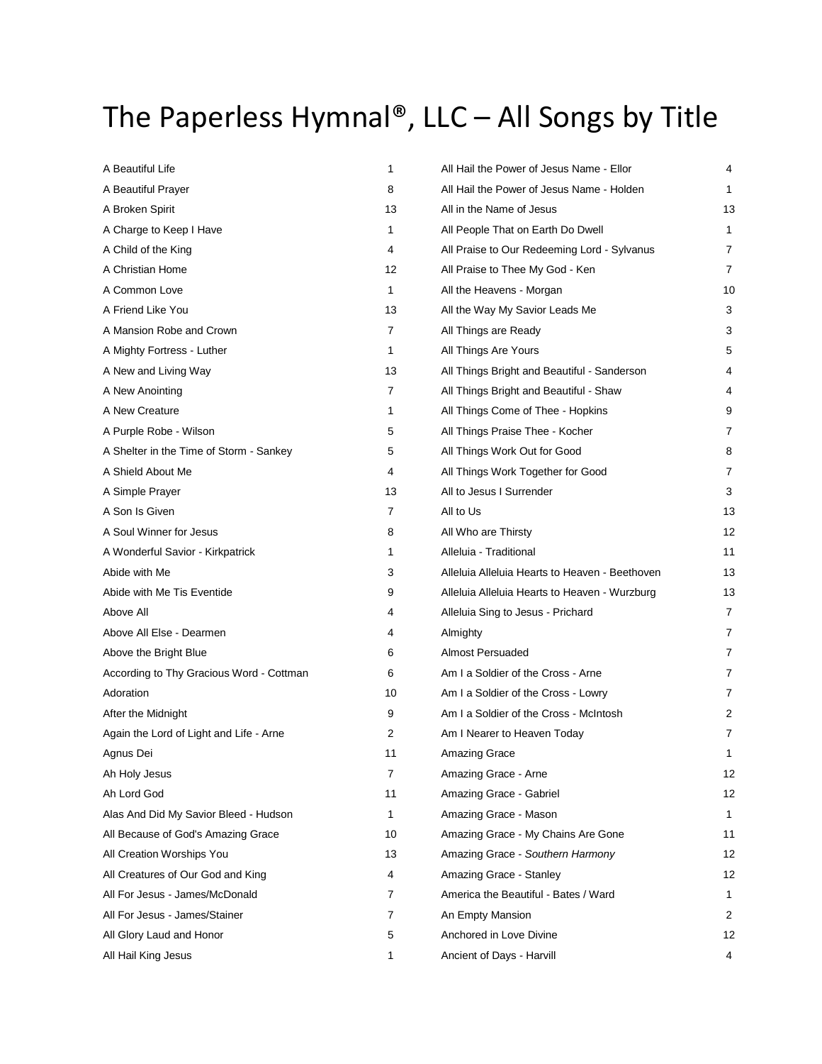# The Paperless Hymnal®, LLC – All Songs by Title

| | |
|---|---|
| A Beautiful Life | 1 |
| A Beautiful Prayer | 8 |
| A Broken Spirit | 13 |
| A Charge to Keep I Have | 1 |
| A Child of the King | 4 |
| A Christian Home | 12 |
| A Common Love | 1 |
| A Friend Like You | 13 |
| A Mansion Robe and Crown | 7 |
| A Mighty Fortress - Luther | 1 |
| A New and Living Way | 13 |
| A New Anointing | 7 |
| A New Creature | 1 |
| A Purple Robe - Wilson | 5 |
| A Shelter in the Time of Storm - Sankey | 5 |
| A Shield About Me | 4 |
| A Simple Prayer | 13 |
| A Son Is Given | 7 |
| A Soul Winner for Jesus | 8 |
| A Wonderful Savior - Kirkpatrick | 1 |
| Abide with Me | 3 |
| Abide with Me Tis Eventide | 9 |
| Above All | 4 |
| Above All Else - Dearmen | 4 |
| Above the Bright Blue | 6 |
| According to Thy Gracious Word - Cottman | 6 |
| Adoration | 10 |
| After the Midnight | 9 |
| Again the Lord of Light and Life - Arne | 2 |
| Agnus Dei | 11 |
| Ah Holy Jesus | 7 |
| Ah Lord God | 11 |
| Alas And Did My Savior Bleed - Hudson | 1 |
| All Because of God's Amazing Grace | 10 |
| All Creation Worships You | 13 |
| All Creatures of Our God and King | 4 |
| All For Jesus - James/McDonald | 7 |
| All For Jesus - James/Stainer | 7 |
| All Glory Laud and Honor | 5 |
| All Hail King Jesus | 1 |
| All Hail the Power of Jesus Name - Ellor | 4 |
| All Hail the Power of Jesus Name - Holden | 1 |
| All in the Name of Jesus | 13 |
| All People That on Earth Do Dwell | 1 |
| All Praise to Our Redeeming Lord - Sylvanus | 7 |
| All Praise to Thee My God - Ken | 7 |
| All the Heavens - Morgan | 10 |
| All the Way My Savior Leads Me | 3 |
| All Things are Ready | 3 |
| All Things Are Yours | 5 |
| All Things Bright and Beautiful - Sanderson | 4 |
| All Things Bright and Beautiful - Shaw | 4 |
| All Things Come of Thee - Hopkins | 9 |
| All Things Praise Thee - Kocher | 7 |
| All Things Work Out for Good | 8 |
| All Things Work Together for Good | 7 |
| All to Jesus I Surrender | 3 |
| All to Us | 13 |
| All Who are Thirsty | 12 |
| Alleluia - Traditional | 11 |
| Alleluia Alleluia Hearts to Heaven - Beethoven | 13 |
| Alleluia Alleluia Hearts to Heaven - Wurzburg | 13 |
| Alleluia Sing to Jesus - Prichard | 7 |
| Almighty | 7 |
| Almost Persuaded | 7 |
| Am I a Soldier of the Cross - Arne | 7 |
| Am I a Soldier of the Cross - Lowry | 7 |
| Am I a Soldier of the Cross - McIntosh | 2 |
| Am I Nearer to Heaven Today | 7 |
| Amazing Grace | 1 |
| Amazing Grace - Arne | 12 |
| Amazing Grace - Gabriel | 12 |
| Amazing Grace - Mason | 1 |
| Amazing Grace - My Chains Are Gone | 11 |
| Amazing Grace - *Southern Harmony* | 12 |
| Amazing Grace - Stanley | 12 |
| America the Beautiful - Bates / Ward | 1 |
| An Empty Mansion | 2 |
| Anchored in Love Divine | 12 |
| Ancient of Days - Harvill | 4 |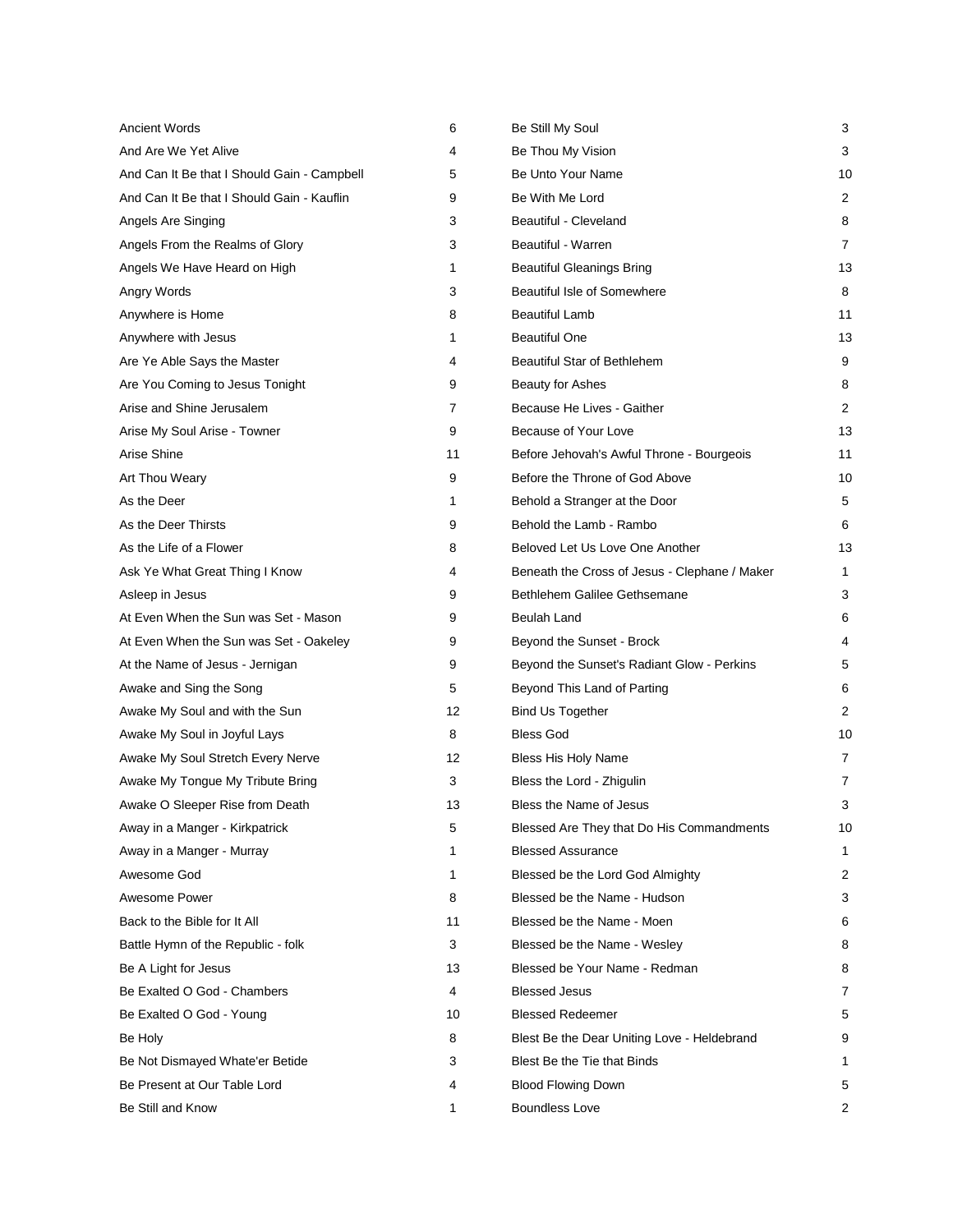| | |
|---|---|
| Ancient Words | 6 |
| And Are We Yet Alive | 4 |
| And Can It Be that I Should Gain - Campbell | 5 |
| And Can It Be that I Should Gain - Kauflin | 9 |
| Angels Are Singing | 3 |
| Angels From the Realms of Glory | 3 |
| Angels We Have Heard on High | 1 |
| Angry Words | 3 |
| Anywhere is Home | 8 |
| Anywhere with Jesus | 1 |
| Are Ye Able Says the Master | 4 |
| Are You Coming to Jesus Tonight | 9 |
| Arise and Shine Jerusalem | 7 |
| Arise My Soul Arise - Towner | 9 |
| Arise Shine | 11 |
| Art Thou Weary | 9 |
| As the Deer | 1 |
| As the Deer Thirsts | 9 |
| As the Life of a Flower | 8 |
| Ask Ye What Great Thing I Know | 4 |
| Asleep in Jesus | 9 |
| At Even When the Sun was Set - Mason | 9 |
| At Even When the Sun was Set - Oakeley | 9 |
| At the Name of Jesus - Jernigan | 9 |
| Awake and Sing the Song | 5 |
| Awake My Soul and with the Sun | 12 |
| Awake My Soul in Joyful Lays | 8 |
| Awake My Soul Stretch Every Nerve | 12 |
| Awake My Tongue My Tribute Bring | 3 |
| Awake O Sleeper Rise from Death | 13 |
| Away in a Manger - Kirkpatrick | 5 |
| Away in a Manger - Murray | 1 |
| Awesome God | 1 |
| Awesome Power | 8 |
| Back to the Bible for It All | 11 |
| Battle Hymn of the Republic - folk | 3 |
| Be A Light for Jesus | 13 |
| Be Exalted O God - Chambers | 4 |
| Be Exalted O God - Young | 10 |
| Be Holy | 8 |
| Be Not Dismayed Whate'er Betide | 3 |
| Be Present at Our Table Lord | 4 |
| Be Still and Know | 1 |
| Be Still My Soul | 3 |
| Be Thou My Vision | 3 |
| Be Unto Your Name | 10 |
| Be With Me Lord | 2 |
| Beautiful - Cleveland | 8 |
| Beautiful - Warren | 7 |
| Beautiful Gleanings Bring | 13 |
| Beautiful Isle of Somewhere | 8 |
| Beautiful Lamb | 11 |
| Beautiful One | 13 |
| Beautiful Star of Bethlehem | 9 |
| Beauty for Ashes | 8 |
| Because He Lives - Gaither | 2 |
| Because of Your Love | 13 |
| Before Jehovah's Awful Throne - Bourgeois | 11 |
| Before the Throne of God Above | 10 |
| Behold a Stranger at the Door | 5 |
| Behold the Lamb - Rambo | 6 |
| Beloved Let Us Love One Another | 13 |
| Beneath the Cross of Jesus - Clephane / Maker | 1 |
| Bethlehem Galilee Gethsemane | 3 |
| Beulah Land | 6 |
| Beyond the Sunset - Brock | 4 |
| Beyond the Sunset's Radiant Glow - Perkins | 5 |
| Beyond This Land of Parting | 6 |
| Bind Us Together | 2 |
| Bless God | 10 |
| Bless His Holy Name | 7 |
| Bless the Lord - Zhigulin | 7 |
| Bless the Name of Jesus | 3 |
| Blessed Are They that Do His Commandments | 10 |
| Blessed Assurance | 1 |
| Blessed be the Lord God Almighty | 2 |
| Blessed be the Name - Hudson | 3 |
| Blessed be the Name - Moen | 6 |
| Blessed be the Name - Wesley | 8 |
| Blessed be Your Name - Redman | 8 |
| Blessed Jesus | 7 |
| Blessed Redeemer | 5 |
| Blest Be the Dear Uniting Love - Heldebrand | 9 |
| Blest Be the Tie that Binds | 1 |
| Blood Flowing Down | 5 |
| Boundless Love | 2 |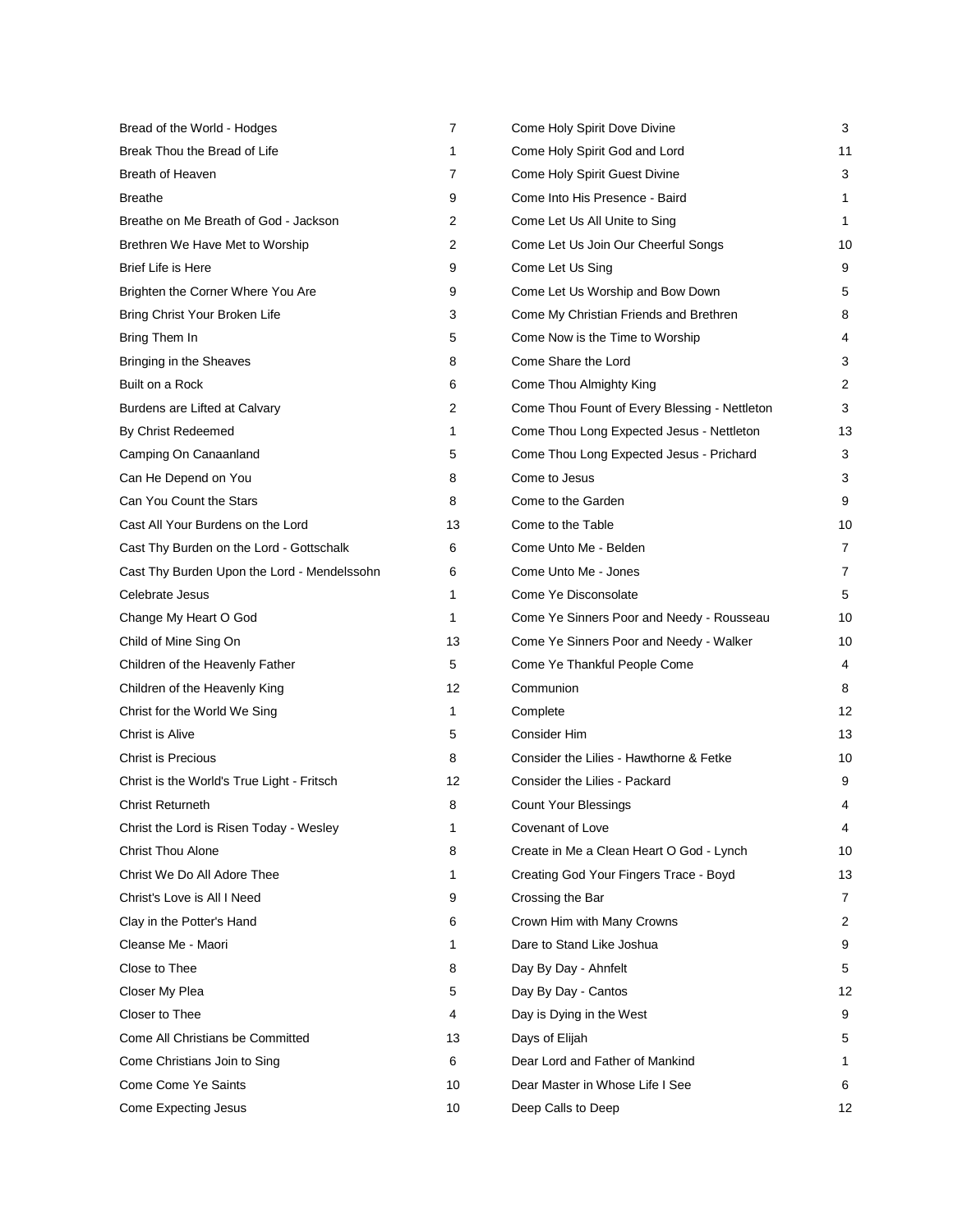| | |
|---|---|
| Bread of the World - Hodges | 7 |
| Break Thou the Bread of Life | 1 |
| Breath of Heaven | 7 |
| Breathe | 9 |
| Breathe on Me Breath of God - Jackson | 2 |
| Brethren We Have Met to Worship | 2 |
| Brief Life is Here | 9 |
| Brighten the Corner Where You Are | 9 |
| Bring Christ Your Broken Life | 3 |
| Bring Them In | 5 |
| Bringing in the Sheaves | 8 |
| Built on a Rock | 6 |
| Burdens are Lifted at Calvary | 2 |
| By Christ Redeemed | 1 |
| Camping On Canaanland | 5 |
| Can He Depend on You | 8 |
| Can You Count the Stars | 8 |
| Cast All Your Burdens on the Lord | 13 |
| Cast Thy Burden on the Lord - Gottschalk | 6 |
| Cast Thy Burden Upon the Lord - Mendelssohn | 6 |
| Celebrate Jesus | 1 |
| Change My Heart O God | 1 |
| Child of Mine Sing On | 13 |
| Children of the Heavenly Father | 5 |
| Children of the Heavenly King | 12 |
| Christ for the World We Sing | 1 |
| Christ is Alive | 5 |
| Christ is Precious | 8 |
| Christ is the World's True Light - Fritsch | 12 |
| Christ Returneth | 8 |
| Christ the Lord is Risen Today - Wesley | 1 |
| Christ Thou Alone | 8 |
| Christ We Do All Adore Thee | 1 |
| Christ's Love is All I Need | 9 |
| Clay in the Potter's Hand | 6 |
| Cleanse Me - Maori | 1 |
| Close to Thee | 8 |
| Closer My Plea | 5 |
| Closer to Thee | 4 |
| Come All Christians be Committed | 13 |
| Come Christians Join to Sing | 6 |
| Come Come Ye Saints | 10 |
| Come Expecting Jesus | 10 |
| Come Holy Spirit Dove Divine | 3 |
| Come Holy Spirit God and Lord | 11 |
| Come Holy Spirit Guest Divine | 3 |
| Come Into His Presence - Baird | 1 |
| Come Let Us All Unite to Sing | 1 |
| Come Let Us Join Our Cheerful Songs | 10 |
| Come Let Us Sing | 9 |
| Come Let Us Worship and Bow Down | 5 |
| Come My Christian Friends and Brethren | 8 |
| Come Now is the Time to Worship | 4 |
| Come Share the Lord | 3 |
| Come Thou Almighty King | 2 |
| Come Thou Fount of Every Blessing - Nettleton | 3 |
| Come Thou Long Expected Jesus - Nettleton | 13 |
| Come Thou Long Expected Jesus - Prichard | 3 |
| Come to Jesus | 3 |
| Come to the Garden | 9 |
| Come to the Table | 10 |
| Come Unto Me - Belden | 7 |
| Come Unto Me - Jones | 7 |
| Come Ye Disconsolate | 5 |
| Come Ye Sinners Poor and Needy - Rousseau | 10 |
| Come Ye Sinners Poor and Needy - Walker | 10 |
| Come Ye Thankful People Come | 4 |
| Communion | 8 |
| Complete | 12 |
| Consider Him | 13 |
| Consider the Lilies - Hawthorne & Fetke | 10 |
| Consider the Lilies - Packard | 9 |
| Count Your Blessings | 4 |
| Covenant of Love | 4 |
| Create in Me a Clean Heart O God - Lynch | 10 |
| Creating God Your Fingers Trace - Boyd | 13 |
| Crossing the Bar | 7 |
| Crown Him with Many Crowns | 2 |
| Dare to Stand Like Joshua | 9 |
| Day By Day - Ahnfelt | 5 |
| Day By Day - Cantos | 12 |
| Day is Dying in the West | 9 |
| Days of Elijah | 5 |
| Dear Lord and Father of Mankind | 1 |
| Dear Master in Whose Life I See | 6 |
| Deep Calls to Deep | 12 |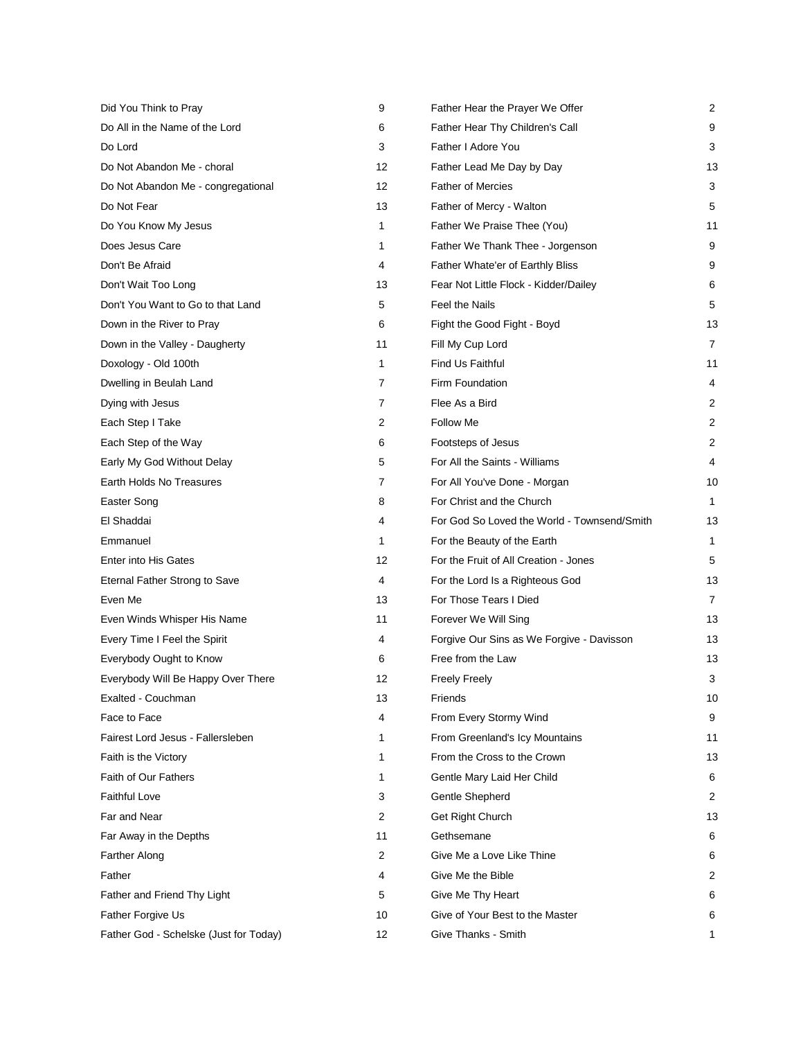| | |
|---|---|
| Did You Think to Pray | 9 |
| Do All in the Name of the Lord | 6 |
| Do Lord | 3 |
| Do Not Abandon Me - choral | 12 |
| Do Not Abandon Me - congregational | 12 |
| Do Not Fear | 13 |
| Do You Know My Jesus | 1 |
| Does Jesus Care | 1 |
| Don't Be Afraid | 4 |
| Don't Wait Too Long | 13 |
| Don't You Want to Go to that Land | 5 |
| Down in the River to Pray | 6 |
| Down in the Valley - Daugherty | 11 |
| Doxology - Old 100th | 1 |
| Dwelling in Beulah Land | 7 |
| Dying with Jesus | 7 |
| Each Step I Take | 2 |
| Each Step of the Way | 6 |
| Early My God Without Delay | 5 |
| Earth Holds No Treasures | 7 |
| Easter Song | 8 |
| El Shaddai | 4 |
| Emmanuel | 1 |
| Enter into His Gates | 12 |
| Eternal Father Strong to Save | 4 |
| Even Me | 13 |
| Even Winds Whisper His Name | 11 |
| Every Time I Feel the Spirit | 4 |
| Everybody Ought to Know | 6 |
| Everybody Will Be Happy Over There | 12 |
| Exalted - Couchman | 13 |
| Face to Face | 4 |
| Fairest Lord Jesus - Fallersleben | 1 |
| Faith is the Victory | 1 |
| Faith of Our Fathers | 1 |
| Faithful Love | 3 |
| Far and Near | 2 |
| Far Away in the Depths | 11 |
| Farther Along | 2 |
| Father | 4 |
| Father and Friend Thy Light | 5 |
| Father Forgive Us | 10 |
| Father God - Schelske (Just for Today) | 12 |
| Father Hear the Prayer We Offer | 2 |
| Father Hear Thy Children's Call | 9 |
| Father I Adore You | 3 |
| Father Lead Me Day by Day | 13 |
| Father of Mercies | 3 |
| Father of Mercy - Walton | 5 |
| Father We Praise Thee (You) | 11 |
| Father We Thank Thee - Jorgenson | 9 |
| Father Whate'er of Earthly Bliss | 9 |
| Fear Not Little Flock - Kidder/Dailey | 6 |
| Feel the Nails | 5 |
| Fight the Good Fight - Boyd | 13 |
| Fill My Cup Lord | 7 |
| Find Us Faithful | 11 |
| Firm Foundation | 4 |
| Flee As a Bird | 2 |
| Follow Me | 2 |
| Footsteps of Jesus | 2 |
| For All the Saints - Williams | 4 |
| For All You've Done - Morgan | 10 |
| For Christ and the Church | 1 |
| For God So Loved the World - Townsend/Smith | 13 |
| For the Beauty of the Earth | 1 |
| For the Fruit of All Creation - Jones | 5 |
| For the Lord Is a Righteous God | 13 |
| For Those Tears I Died | 7 |
| Forever We Will Sing | 13 |
| Forgive Our Sins as We Forgive - Davisson | 13 |
| Free from the Law | 13 |
| Freely Freely | 3 |
| Friends | 10 |
| From Every Stormy Wind | 9 |
| From Greenland's Icy Mountains | 11 |
| From the Cross to the Crown | 13 |
| Gentle Mary Laid Her Child | 6 |
| Gentle Shepherd | 2 |
| Get Right Church | 13 |
| Gethsemane | 6 |
| Give Me a Love Like Thine | 6 |
| Give Me the Bible | 2 |
| Give Me Thy Heart | 6 |
| Give of Your Best to the Master | 6 |
| Give Thanks - Smith | 1 |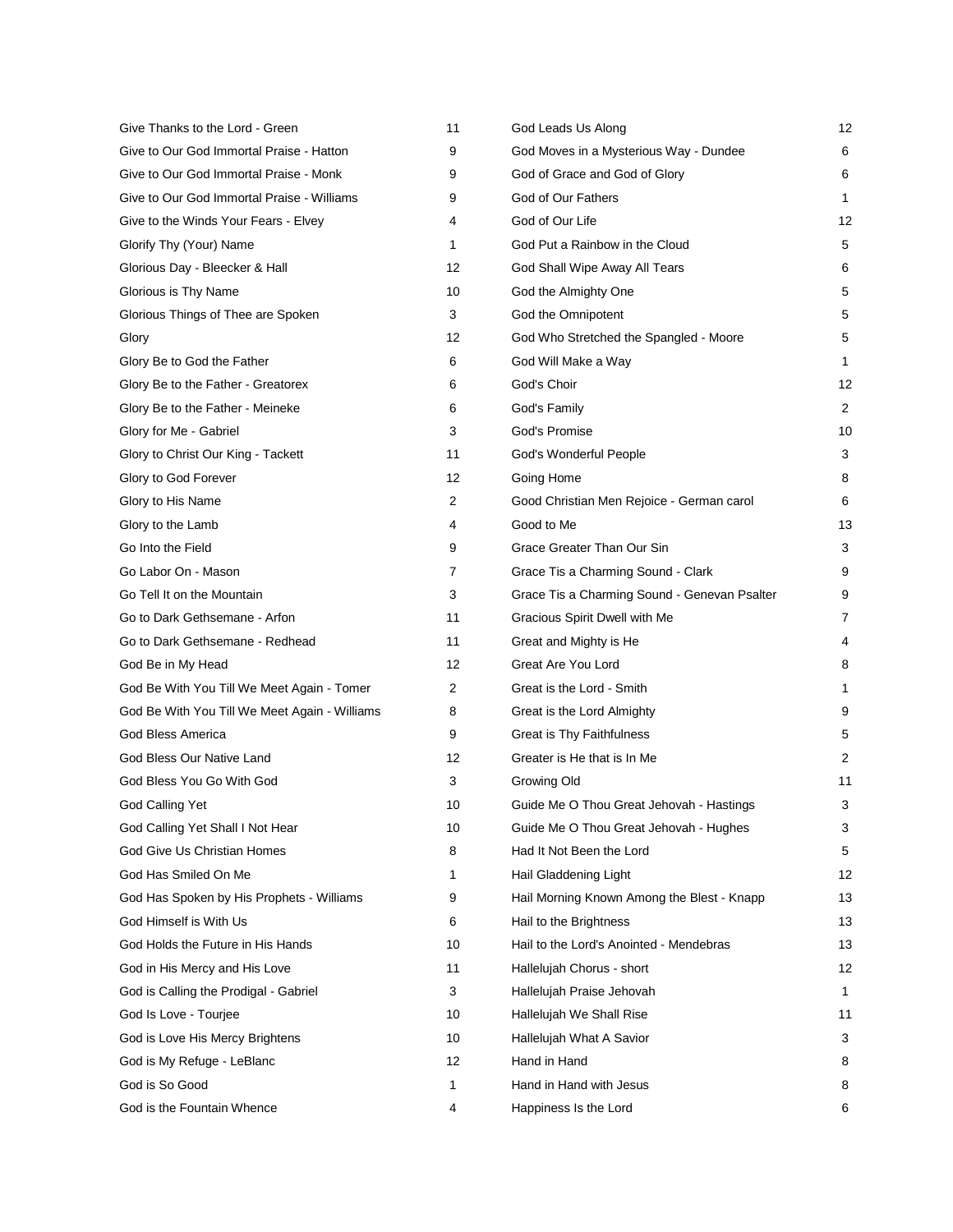| | |
|---|---|
| Give Thanks to the Lord - Green | 11 |
| Give to Our God Immortal Praise - Hatton | 9 |
| Give to Our God Immortal Praise - Monk | 9 |
| Give to Our God Immortal Praise - Williams | 9 |
| Give to the Winds Your Fears - Elvey | 4 |
| Glorify Thy (Your) Name | 1 |
| Glorious Day - Bleecker & Hall | 12 |
| Glorious is Thy Name | 10 |
| Glorious Things of Thee are Spoken | 3 |
| Glory | 12 |
| Glory Be to God the Father | 6 |
| Glory Be to the Father - Greatorex | 6 |
| Glory Be to the Father - Meineke | 6 |
| Glory for Me - Gabriel | 3 |
| Glory to Christ Our King - Tackett | 11 |
| Glory to God Forever | 12 |
| Glory to His Name | 2 |
| Glory to the Lamb | 4 |
| Go Into the Field | 9 |
| Go Labor On - Mason | 7 |
| Go Tell It on the Mountain | 3 |
| Go to Dark Gethsemane - Arfon | 11 |
| Go to Dark Gethsemane - Redhead | 11 |
| God Be in My Head | 12 |
| God Be With You Till We Meet Again - Tomer | 2 |
| God Be With You Till We Meet Again - Williams | 8 |
| God Bless America | 9 |
| God Bless Our Native Land | 12 |
| God Bless You Go With God | 3 |
| God Calling Yet | 10 |
| God Calling Yet Shall I Not Hear | 10 |
| God Give Us Christian Homes | 8 |
| God Has Smiled On Me | 1 |
| God Has Spoken by His Prophets - Williams | 9 |
| God Himself is With Us | 6 |
| God Holds the Future in His Hands | 10 |
| God in His Mercy and His Love | 11 |
| God is Calling the Prodigal - Gabriel | 3 |
| God Is Love - Tourjee | 10 |
| God is Love His Mercy Brightens | 10 |
| God is My Refuge - LeBlanc | 12 |
| God is So Good | 1 |
| God is the Fountain Whence | 4 |
| God Leads Us Along | 12 |
| God Moves in a Mysterious Way - Dundee | 6 |
| God of Grace and God of Glory | 6 |
| God of Our Fathers | 1 |
| God of Our Life | 12 |
| God Put a Rainbow in the Cloud | 5 |
| God Shall Wipe Away All Tears | 6 |
| God the Almighty One | 5 |
| God the Omnipotent | 5 |
| God Who Stretched the Spangled - Moore | 5 |
| God Will Make a Way | 1 |
| God's Choir | 12 |
| God's Family | 2 |
| God's Promise | 10 |
| God's Wonderful People | 3 |
| Going Home | 8 |
| Good Christian Men Rejoice - German carol | 6 |
| Good to Me | 13 |
| Grace Greater Than Our Sin | 3 |
| Grace Tis a Charming Sound - Clark | 9 |
| Grace Tis a Charming Sound - Genevan Psalter | 9 |
| Gracious Spirit Dwell with Me | 7 |
| Great and Mighty is He | 4 |
| Great Are You Lord | 8 |
| Great is the Lord - Smith | 1 |
| Great is the Lord Almighty | 9 |
| Great is Thy Faithfulness | 5 |
| Greater is He that is In Me | 2 |
| Growing Old | 11 |
| Guide Me O Thou Great Jehovah - Hastings | 3 |
| Guide Me O Thou Great Jehovah - Hughes | 3 |
| Had It Not Been the Lord | 5 |
| Hail Gladdening Light | 12 |
| Hail Morning Known Among the Blest - Knapp | 13 |
| Hail to the Brightness | 13 |
| Hail to the Lord's Anointed - Mendebras | 13 |
| Hallelujah Chorus - short | 12 |
| Hallelujah Praise Jehovah | 1 |
| Hallelujah We Shall Rise | 11 |
| Hallelujah What A Savior | 3 |
| Hand in Hand | 8 |
| Hand in Hand with Jesus | 8 |
| Happiness Is the Lord | 6 |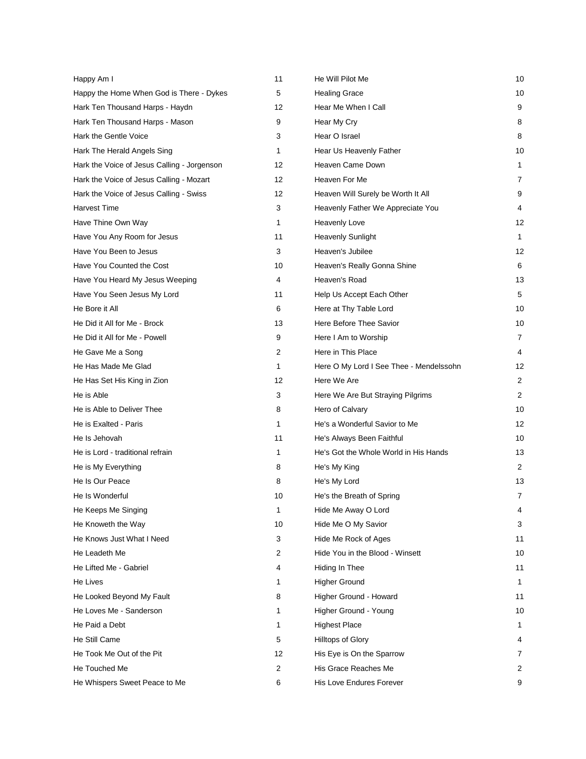| | |
|---|---|
| Happy Am I | 11 |
| Happy the Home When God is There - Dykes | 5 |
| Hark Ten Thousand Harps - Haydn | 12 |
| Hark Ten Thousand Harps - Mason | 9 |
| Hark the Gentle Voice | 3 |
| Hark The Herald Angels Sing | 1 |
| Hark the Voice of Jesus Calling - Jorgenson | 12 |
| Hark the Voice of Jesus Calling - Mozart | 12 |
| Hark the Voice of Jesus Calling - Swiss | 12 |
| Harvest Time | 3 |
| Have Thine Own Way | 1 |
| Have You Any Room for Jesus | 11 |
| Have You Been to Jesus | 3 |
| Have You Counted the Cost | 10 |
| Have You Heard My Jesus Weeping | 4 |
| Have You Seen Jesus My Lord | 11 |
| He Bore it All | 6 |
| He Did it All for Me - Brock | 13 |
| He Did it All for Me - Powell | 9 |
| He Gave Me a Song | 2 |
| He Has Made Me Glad | 1 |
| He Has Set His King in Zion | 12 |
| He is Able | 3 |
| He is Able to Deliver Thee | 8 |
| He is Exalted - Paris | 1 |
| He Is Jehovah | 11 |
| He is Lord - traditional refrain | 1 |
| He is My Everything | 8 |
| He Is Our Peace | 8 |
| He Is Wonderful | 10 |
| He Keeps Me Singing | 1 |
| He Knoweth the Way | 10 |
| He Knows Just What I Need | 3 |
| He Leadeth Me | 2 |
| He Lifted Me - Gabriel | 4 |
| He Lives | 1 |
| He Looked Beyond My Fault | 8 |
| He Loves Me - Sanderson | 1 |
| He Paid a Debt | 1 |
| He Still Came | 5 |
| He Took Me Out of the Pit | 12 |
| He Touched Me | 2 |
| He Whispers Sweet Peace to Me | 6 |
| He Will Pilot Me | 10 |
| Healing Grace | 10 |
| Hear Me When I Call | 9 |
| Hear My Cry | 8 |
| Hear O Israel | 8 |
| Hear Us Heavenly Father | 10 |
| Heaven Came Down | 1 |
| Heaven For Me | 7 |
| Heaven Will Surely be Worth It All | 9 |
| Heavenly Father We Appreciate You | 4 |
| Heavenly Love | 12 |
| Heavenly Sunlight | 1 |
| Heaven's Jubilee | 12 |
| Heaven's Really Gonna Shine | 6 |
| Heaven's Road | 13 |
| Help Us Accept Each Other | 5 |
| Here at Thy Table Lord | 10 |
| Here Before Thee Savior | 10 |
| Here I Am to Worship | 7 |
| Here in This Place | 4 |
| Here O My Lord I See Thee - Mendelssohn | 12 |
| Here We Are | 2 |
| Here We Are But Straying Pilgrims | 2 |
| Hero of Calvary | 10 |
| He's a Wonderful Savior to Me | 12 |
| He's Always Been Faithful | 10 |
| He's Got the Whole World in His Hands | 13 |
| He's My King | 2 |
| He's My Lord | 13 |
| He's the Breath of Spring | 7 |
| Hide Me Away O Lord | 4 |
| Hide Me O My Savior | 3 |
| Hide Me Rock of Ages | 11 |
| Hide You in the Blood - Winsett | 10 |
| Hiding In Thee | 11 |
| Higher Ground | 1 |
| Higher Ground - Howard | 11 |
| Higher Ground - Young | 10 |
| Highest Place | 1 |
| Hilltops of Glory | 4 |
| His Eye is On the Sparrow | 7 |
| His Grace Reaches Me | 2 |
| His Love Endures Forever | 9 |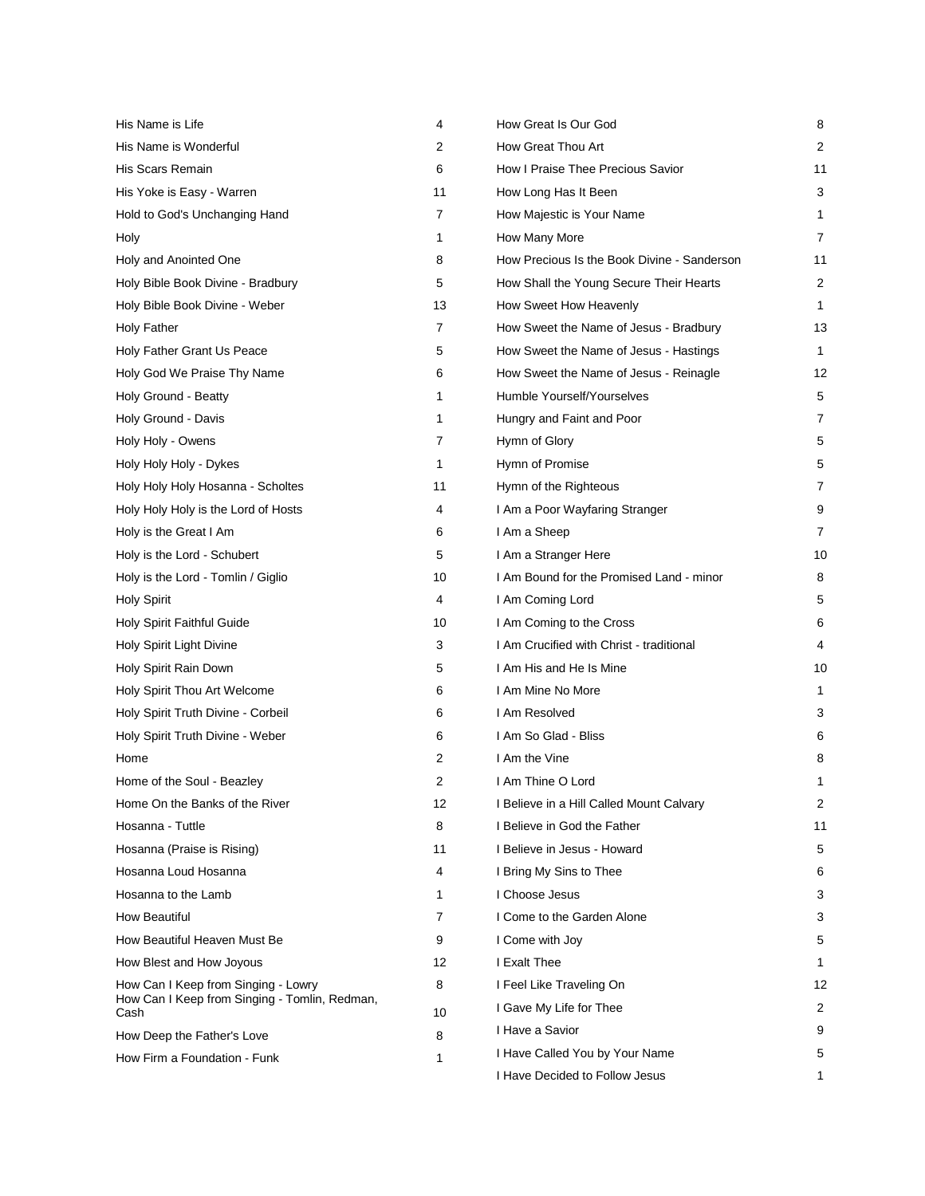| | |
|---|---|
| His Name is Life | 4 |
| His Name is Wonderful | 2 |
| His Scars Remain | 6 |
| His Yoke is Easy - Warren | 11 |
| Hold to God's Unchanging Hand | 7 |
| Holy | 1 |
| Holy and Anointed One | 8 |
| Holy Bible Book Divine - Bradbury | 5 |
| Holy Bible Book Divine - Weber | 13 |
| Holy Father | 7 |
| Holy Father Grant Us Peace | 5 |
| Holy God We Praise Thy Name | 6 |
| Holy Ground - Beatty | 1 |
| Holy Ground - Davis | 1 |
| Holy Holy - Owens | 7 |
| Holy Holy Holy - Dykes | 1 |
| Holy Holy Holy Hosanna - Scholtes | 11 |
| Holy Holy Holy is the Lord of Hosts | 4 |
| Holy is the Great I Am | 6 |
| Holy is the Lord - Schubert | 5 |
| Holy is the Lord - Tomlin / Giglio | 10 |
| Holy Spirit | 4 |
| Holy Spirit Faithful Guide | 10 |
| Holy Spirit Light Divine | 3 |
| Holy Spirit Rain Down | 5 |
| Holy Spirit Thou Art Welcome | 6 |
| Holy Spirit Truth Divine - Corbeil | 6 |
| Holy Spirit Truth Divine - Weber | 6 |
| Home | 2 |
| Home of the Soul - Beazley | 2 |
| Home On the Banks of the River | 12 |
| Hosanna - Tuttle | 8 |
| Hosanna (Praise is Rising) | 11 |
| Hosanna Loud Hosanna | 4 |
| Hosanna to the Lamb | 1 |
| How Beautiful | 7 |
| How Beautiful Heaven Must Be | 9 |
| How Blest and How Joyous | 12 |
| How Can I Keep from Singing - Lowry | 8 |
| How Can I Keep from Singing - Tomlin, Redman, Cash | 10 |
| How Deep the Father's Love | 8 |
| How Firm a Foundation - Funk | 1 |
| How Great Is Our God | 8 |
| How Great Thou Art | 2 |
| How I Praise Thee Precious Savior | 11 |
| How Long Has It Been | 3 |
| How Majestic is Your Name | 1 |
| How Many More | 7 |
| How Precious Is the Book Divine - Sanderson | 11 |
| How Shall the Young Secure Their Hearts | 2 |
| How Sweet How Heavenly | 1 |
| How Sweet the Name of Jesus - Bradbury | 13 |
| How Sweet the Name of Jesus - Hastings | 1 |
| How Sweet the Name of Jesus - Reinagle | 12 |
| Humble Yourself/Yourselves | 5 |
| Hungry and Faint and Poor | 7 |
| Hymn of Glory | 5 |
| Hymn of Promise | 5 |
| Hymn of the Righteous | 7 |
| I Am a Poor Wayfaring Stranger | 9 |
| I Am a Sheep | 7 |
| I Am a Stranger Here | 10 |
| I Am Bound for the Promised Land - minor | 8 |
| I Am Coming Lord | 5 |
| I Am Coming to the Cross | 6 |
| I Am Crucified with Christ - traditional | 4 |
| I Am His and He Is Mine | 10 |
| I Am Mine No More | 1 |
| I Am Resolved | 3 |
| I Am So Glad - Bliss | 6 |
| I Am the Vine | 8 |
| I Am Thine O Lord | 1 |
| I Believe in a Hill Called Mount Calvary | 2 |
| I Believe in God the Father | 11 |
| I Believe in Jesus - Howard | 5 |
| I Bring My Sins to Thee | 6 |
| I Choose Jesus | 3 |
| I Come to the Garden Alone | 3 |
| I Come with Joy | 5 |
| I Exalt Thee | 1 |
| I Feel Like Traveling On | 12 |
| I Gave My Life for Thee | 2 |
| I Have a Savior | 9 |
| I Have Called You by Your Name | 5 |
| I Have Decided to Follow Jesus | 1 |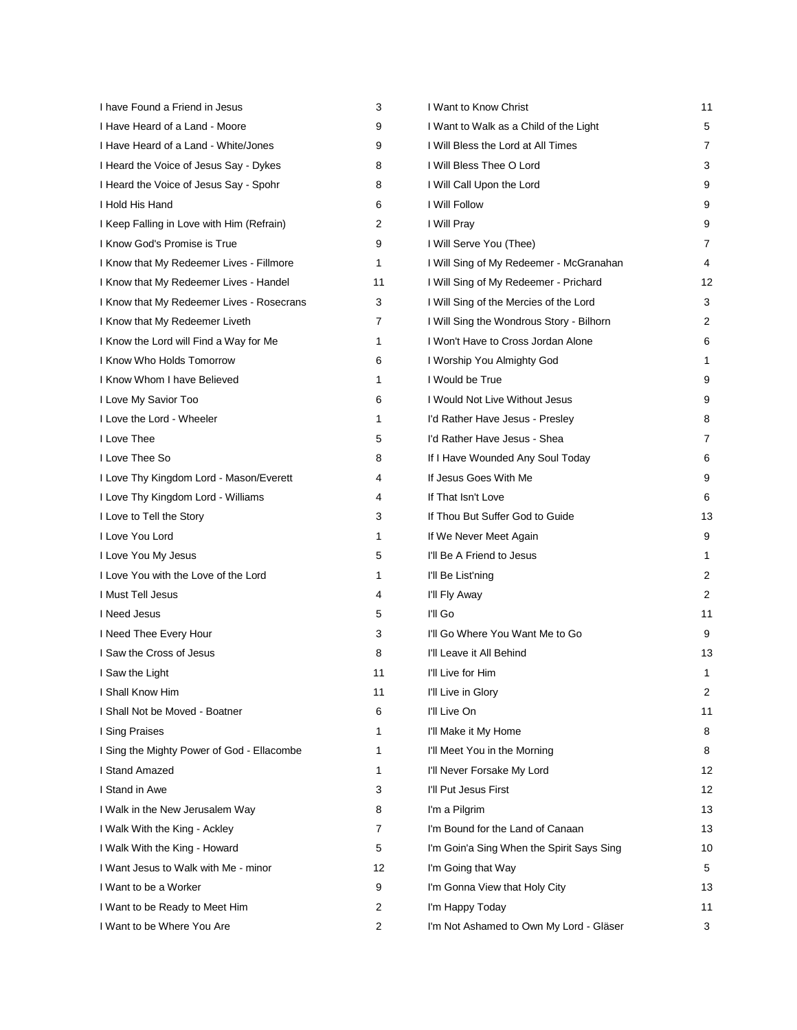| | |
|---|---|
| I have Found a Friend in Jesus | 3 |
| I Have Heard of a Land - Moore | 9 |
| I Have Heard of a Land - White/Jones | 9 |
| I Heard the Voice of Jesus Say - Dykes | 8 |
| I Heard the Voice of Jesus Say - Spohr | 8 |
| I Hold His Hand | 6 |
| I Keep Falling in Love with Him (Refrain) | 2 |
| I Know God's Promise is True | 9 |
| I Know that My Redeemer Lives - Fillmore | 1 |
| I Know that My Redeemer Lives - Handel | 11 |
| I Know that My Redeemer Lives - Rosecrans | 3 |
| I Know that My Redeemer Liveth | 7 |
| I Know the Lord will Find a Way for Me | 1 |
| I Know Who Holds Tomorrow | 6 |
| I Know Whom I have Believed | 1 |
| I Love My Savior Too | 6 |
| I Love the Lord - Wheeler | 1 |
| I Love Thee | 5 |
| I Love Thee So | 8 |
| I Love Thy Kingdom Lord - Mason/Everett | 4 |
| I Love Thy Kingdom Lord - Williams | 4 |
| I Love to Tell the Story | 3 |
| I Love You Lord | 1 |
| I Love You My Jesus | 5 |
| I Love You with the Love of the Lord | 1 |
| I Must Tell Jesus | 4 |
| I Need Jesus | 5 |
| I Need Thee Every Hour | 3 |
| I Saw the Cross of Jesus | 8 |
| I Saw the Light | 11 |
| I Shall Know Him | 11 |
| I Shall Not be Moved - Boatner | 6 |
| I Sing Praises | 1 |
| I Sing the Mighty Power of God - Ellacombe | 1 |
| I Stand Amazed | 1 |
| I Stand in Awe | 3 |
| I Walk in the New Jerusalem Way | 8 |
| I Walk With the King - Ackley | 7 |
| I Walk With the King - Howard | 5 |
| I Want Jesus to Walk with Me - minor | 12 |
| I Want to be a Worker | 9 |
| I Want to be Ready to Meet Him | 2 |
| I Want to be Where You Are | 2 |
| I Want to Know Christ | 11 |
| I Want to Walk as a Child of the Light | 5 |
| I Will Bless the Lord at All Times | 7 |
| I Will Bless Thee O Lord | 3 |
| I Will Call Upon the Lord | 9 |
| I Will Follow | 9 |
| I Will Pray | 9 |
| I Will Serve You (Thee) | 7 |
| I Will Sing of My Redeemer - McGranahan | 4 |
| I Will Sing of My Redeemer - Prichard | 12 |
| I Will Sing of the Mercies of the Lord | 3 |
| I Will Sing the Wondrous Story - Bilhorn | 2 |
| I Won't Have to Cross Jordan Alone | 6 |
| I Worship You Almighty God | 1 |
| I Would be True | 9 |
| I Would Not Live Without Jesus | 9 |
| I'd Rather Have Jesus - Presley | 8 |
| I'd Rather Have Jesus - Shea | 7 |
| If I Have Wounded Any Soul Today | 6 |
| If Jesus Goes With Me | 9 |
| If That Isn't Love | 6 |
| If Thou But Suffer God to Guide | 13 |
| If We Never Meet Again | 9 |
| I'll Be A Friend to Jesus | 1 |
| I'll Be List'ning | 2 |
| I'll Fly Away | 2 |
| I'll Go | 11 |
| I'll Go Where You Want Me to Go | 9 |
| I'll Leave it All Behind | 13 |
| I'll Live for Him | 1 |
| I'll Live in Glory | 2 |
| I'll Live On | 11 |
| I'll Make it My Home | 8 |
| I'll Meet You in the Morning | 8 |
| I'll Never Forsake My Lord | 12 |
| I'll Put Jesus First | 12 |
| I'm a Pilgrim | 13 |
| I'm Bound for the Land of Canaan | 13 |
| I'm Goin'a Sing When the Spirit Says Sing | 10 |
| I'm Going that Way | 5 |
| I'm Gonna View that Holy City | 13 |
| I'm Happy Today | 11 |
| I'm Not Ashamed to Own My Lord - Gläser | 3 |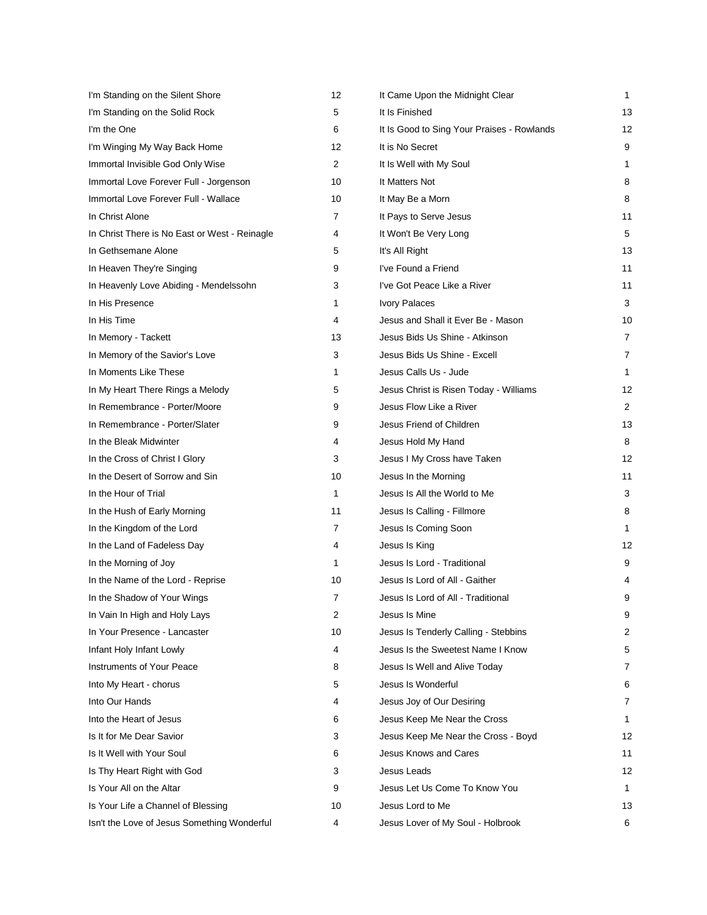| | |
|---|---|
| I'm Standing on the Silent Shore | 12 |
| I'm Standing on the Solid Rock | 5 |
| I'm the One | 6 |
| I'm Winging My Way Back Home | 12 |
| Immortal Invisible God Only Wise | 2 |
| Immortal Love Forever Full - Jorgenson | 10 |
| Immortal Love Forever Full - Wallace | 10 |
| In Christ Alone | 7 |
| In Christ There is No East or West - Reinagle | 4 |
| In Gethsemane Alone | 5 |
| In Heaven They're Singing | 9 |
| In Heavenly Love Abiding - Mendelssohn | 3 |
| In His Presence | 1 |
| In His Time | 4 |
| In Memory - Tackett | 13 |
| In Memory of the Savior's Love | 3 |
| In Moments Like These | 1 |
| In My Heart There Rings a Melody | 5 |
| In Remembrance - Porter/Moore | 9 |
| In Remembrance - Porter/Slater | 9 |
| In the Bleak Midwinter | 4 |
| In the Cross of Christ I Glory | 3 |
| In the Desert of Sorrow and Sin | 10 |
| In the Hour of Trial | 1 |
| In the Hush of Early Morning | 11 |
| In the Kingdom of the Lord | 7 |
| In the Land of Fadeless Day | 4 |
| In the Morning of Joy | 1 |
| In the Name of the Lord - Reprise | 10 |
| In the Shadow of Your Wings | 7 |
| In Vain In High and Holy Lays | 2 |
| In Your Presence - Lancaster | 10 |
| Infant Holy Infant Lowly | 4 |
| Instruments of Your Peace | 8 |
| Into My Heart - chorus | 5 |
| Into Our Hands | 4 |
| Into the Heart of Jesus | 6 |
| Is It for Me Dear Savior | 3 |
| Is It Well with Your Soul | 6 |
| Is Thy Heart Right with God | 3 |
| Is Your All on the Altar | 9 |
| Is Your Life a Channel of Blessing | 10 |
| Isn't the Love of Jesus Something Wonderful | 4 |
| It Came Upon the Midnight Clear | 1 |
| It Is Finished | 13 |
| It Is Good to Sing Your Praises - Rowlands | 12 |
| It is No Secret | 9 |
| It Is Well with My Soul | 1 |
| It Matters Not | 8 |
| It May Be a Morn | 8 |
| It Pays to Serve Jesus | 11 |
| It Won't Be Very Long | 5 |
| It's All Right | 13 |
| I've Found a Friend | 11 |
| I've Got Peace Like a River | 11 |
| Ivory Palaces | 3 |
| Jesus and Shall it Ever Be - Mason | 10 |
| Jesus Bids Us Shine - Atkinson | 7 |
| Jesus Bids Us Shine - Excell | 7 |
| Jesus Calls Us - Jude | 1 |
| Jesus Christ is Risen Today - Williams | 12 |
| Jesus Flow Like a River | 2 |
| Jesus Friend of Children | 13 |
| Jesus Hold My Hand | 8 |
| Jesus I My Cross have Taken | 12 |
| Jesus In the Morning | 11 |
| Jesus Is All the World to Me | 3 |
| Jesus Is Calling - Fillmore | 8 |
| Jesus Is Coming Soon | 1 |
| Jesus Is King | 12 |
| Jesus Is Lord - Traditional | 9 |
| Jesus Is Lord of All - Gaither | 4 |
| Jesus Is Lord of All - Traditional | 9 |
| Jesus Is Mine | 9 |
| Jesus Is Tenderly Calling - Stebbins | 2 |
| Jesus Is the Sweetest Name I Know | 5 |
| Jesus Is Well and Alive Today | 7 |
| Jesus Is Wonderful | 6 |
| Jesus Joy of Our Desiring | 7 |
| Jesus Keep Me Near the Cross | 1 |
| Jesus Keep Me Near the Cross - Boyd | 12 |
| Jesus Knows and Cares | 11 |
| Jesus Leads | 12 |
| Jesus Let Us Come To Know You | 1 |
| Jesus Lord to Me | 13 |
| Jesus Lover of My Soul - Holbrook | 6 |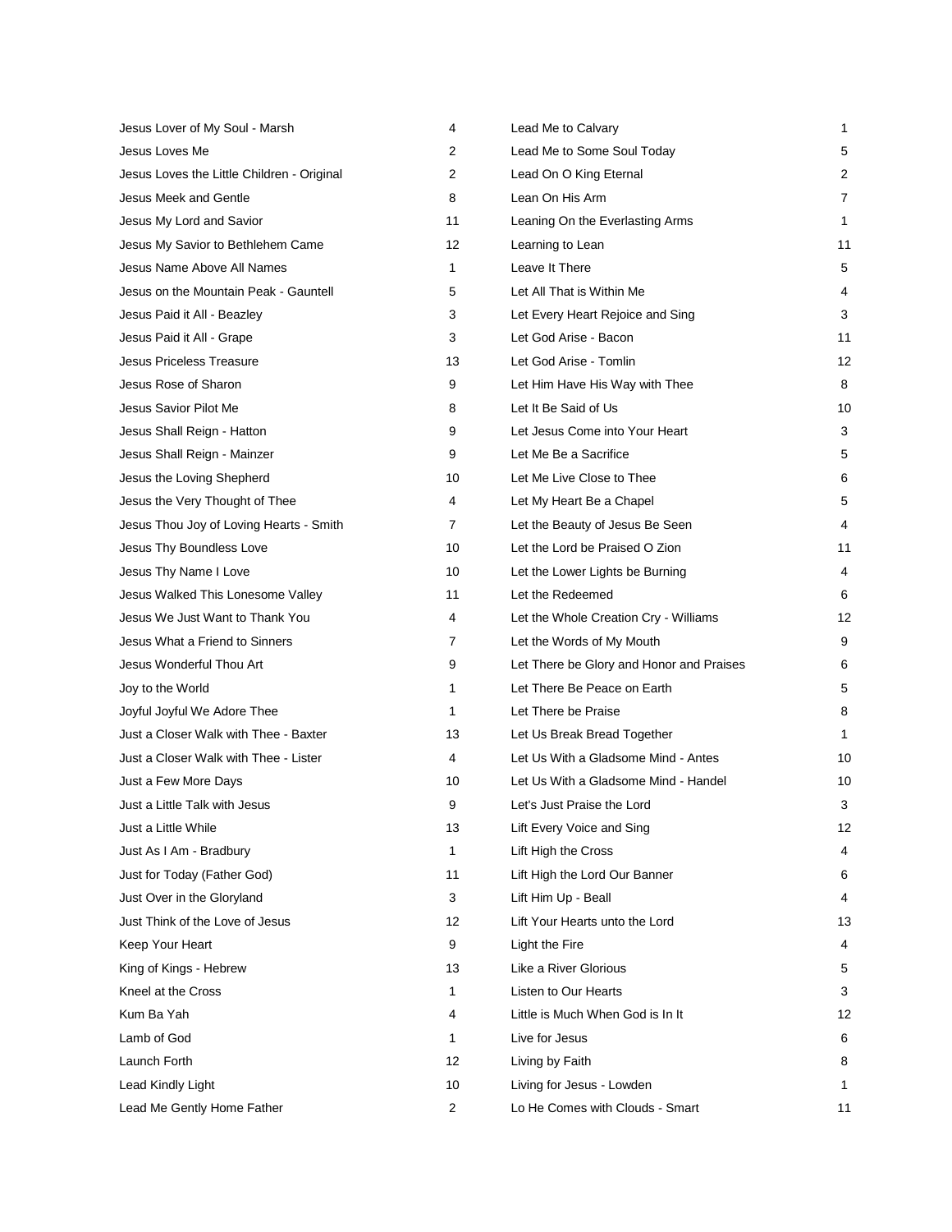| | |
|---|---|
| Jesus Lover of My Soul - Marsh | 4 |
| Jesus Loves Me | 2 |
| Jesus Loves the Little Children - Original | 2 |
| Jesus Meek and Gentle | 8 |
| Jesus My Lord and Savior | 11 |
| Jesus My Savior to Bethlehem Came | 12 |
| Jesus Name Above All Names | 1 |
| Jesus on the Mountain Peak - Gauntell | 5 |
| Jesus Paid it All - Beazley | 3 |
| Jesus Paid it All - Grape | 3 |
| Jesus Priceless Treasure | 13 |
| Jesus Rose of Sharon | 9 |
| Jesus Savior Pilot Me | 8 |
| Jesus Shall Reign - Hatton | 9 |
| Jesus Shall Reign - Mainzer | 9 |
| Jesus the Loving Shepherd | 10 |
| Jesus the Very Thought of Thee | 4 |
| Jesus Thou Joy of Loving Hearts - Smith | 7 |
| Jesus Thy Boundless Love | 10 |
| Jesus Thy Name I Love | 10 |
| Jesus Walked This Lonesome Valley | 11 |
| Jesus We Just Want to Thank You | 4 |
| Jesus What a Friend to Sinners | 7 |
| Jesus Wonderful Thou Art | 9 |
| Joy to the World | 1 |
| Joyful Joyful We Adore Thee | 1 |
| Just a Closer Walk with Thee - Baxter | 13 |
| Just a Closer Walk with Thee - Lister | 4 |
| Just a Few More Days | 10 |
| Just a Little Talk with Jesus | 9 |
| Just a Little While | 13 |
| Just As I Am - Bradbury | 1 |
| Just for Today (Father God) | 11 |
| Just Over in the Gloryland | 3 |
| Just Think of the Love of Jesus | 12 |
| Keep Your Heart | 9 |
| King of Kings - Hebrew | 13 |
| Kneel at the Cross | 1 |
| Kum Ba Yah | 4 |
| Lamb of God | 1 |
| Launch Forth | 12 |
| Lead Kindly Light | 10 |
| Lead Me Gently Home Father | 2 |
| Lead Me to Calvary | 1 |
| Lead Me to Some Soul Today | 5 |
| Lead On O King Eternal | 2 |
| Lean On His Arm | 7 |
| Leaning On the Everlasting Arms | 1 |
| Learning to Lean | 11 |
| Leave It There | 5 |
| Let All That is Within Me | 4 |
| Let Every Heart Rejoice and Sing | 3 |
| Let God Arise - Bacon | 11 |
| Let God Arise - Tomlin | 12 |
| Let Him Have His Way with Thee | 8 |
| Let It Be Said of Us | 10 |
| Let Jesus Come into Your Heart | 3 |
| Let Me Be a Sacrifice | 5 |
| Let Me Live Close to Thee | 6 |
| Let My Heart Be a Chapel | 5 |
| Let the Beauty of Jesus Be Seen | 4 |
| Let the Lord be Praised O Zion | 11 |
| Let the Lower Lights be Burning | 4 |
| Let the Redeemed | 6 |
| Let the Whole Creation Cry - Williams | 12 |
| Let the Words of My Mouth | 9 |
| Let There be Glory and Honor and Praises | 6 |
| Let There Be Peace on Earth | 5 |
| Let There be Praise | 8 |
| Let Us Break Bread Together | 1 |
| Let Us With a Gladsome Mind - Antes | 10 |
| Let Us With a Gladsome Mind - Handel | 10 |
| Let's Just Praise the Lord | 3 |
| Lift Every Voice and Sing | 12 |
| Lift High the Cross | 4 |
| Lift High the Lord Our Banner | 6 |
| Lift Him Up - Beall | 4 |
| Lift Your Hearts unto the Lord | 13 |
| Light the Fire | 4 |
| Like a River Glorious | 5 |
| Listen to Our Hearts | 3 |
| Little is Much When God is In It | 12 |
| Live for Jesus | 6 |
| Living by Faith | 8 |
| Living for Jesus - Lowden | 1 |
| Lo He Comes with Clouds - Smart | 11 |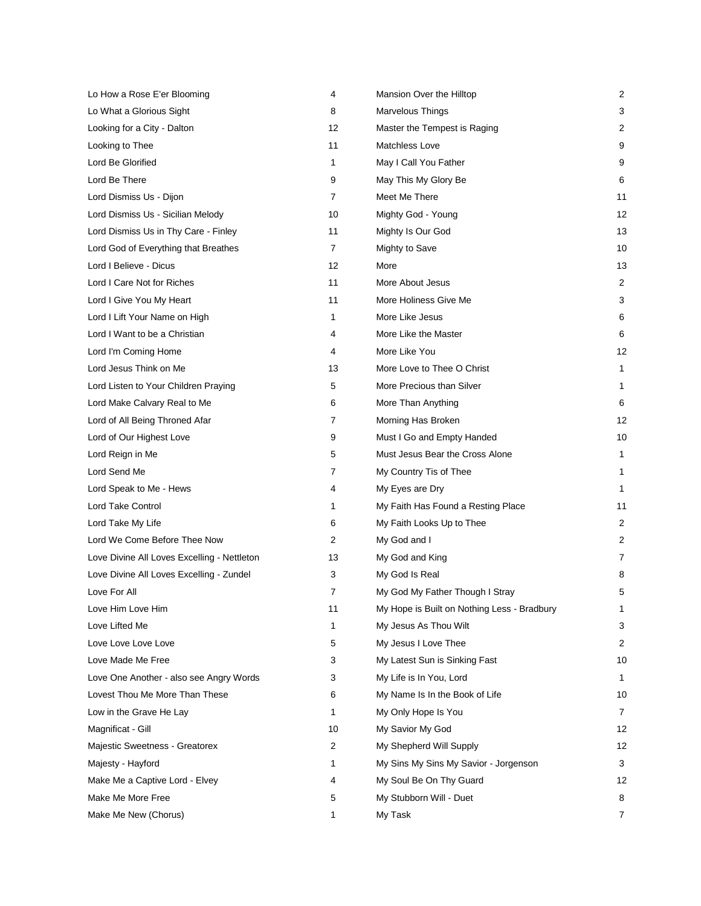| | |
|---|---|
| Lo How a Rose E'er Blooming | 4 |
| Lo What a Glorious Sight | 8 |
| Looking for a City - Dalton | 12 |
| Looking to Thee | 11 |
| Lord Be Glorified | 1 |
| Lord Be There | 9 |
| Lord Dismiss Us - Dijon | 7 |
| Lord Dismiss Us - Sicilian Melody | 10 |
| Lord Dismiss Us in Thy Care - Finley | 11 |
| Lord God of Everything that Breathes | 7 |
| Lord I Believe - Dicus | 12 |
| Lord I Care Not for Riches | 11 |
| Lord I Give You My Heart | 11 |
| Lord I Lift Your Name on High | 1 |
| Lord I Want to be a Christian | 4 |
| Lord I'm Coming Home | 4 |
| Lord Jesus Think on Me | 13 |
| Lord Listen to Your Children Praying | 5 |
| Lord Make Calvary Real to Me | 6 |
| Lord of All Being Throned Afar | 7 |
| Lord of Our Highest Love | 9 |
| Lord Reign in Me | 5 |
| Lord Send Me | 7 |
| Lord Speak to Me - Hews | 4 |
| Lord Take Control | 1 |
| Lord Take My Life | 6 |
| Lord We Come Before Thee Now | 2 |
| Love Divine All Loves Excelling - Nettleton | 13 |
| Love Divine All Loves Excelling - Zundel | 3 |
| Love For All | 7 |
| Love Him Love Him | 11 |
| Love Lifted Me | 1 |
| Love Love Love Love | 5 |
| Love Made Me Free | 3 |
| Love One Another - also see Angry Words | 3 |
| Lovest Thou Me More Than These | 6 |
| Low in the Grave He Lay | 1 |
| Magnificat - Gill | 10 |
| Majestic Sweetness - Greatorex | 2 |
| Majesty - Hayford | 1 |
| Make Me a Captive Lord - Elvey | 4 |
| Make Me More Free | 5 |
| Make Me New (Chorus) | 1 |
| Mansion Over the Hilltop | 2 |
| Marvelous Things | 3 |
| Master the Tempest is Raging | 2 |
| Matchless Love | 9 |
| May I Call You Father | 9 |
| May This My Glory Be | 6 |
| Meet Me There | 11 |
| Mighty God - Young | 12 |
| Mighty Is Our God | 13 |
| Mighty to Save | 10 |
| More | 13 |
| More About Jesus | 2 |
| More Holiness Give Me | 3 |
| More Like Jesus | 6 |
| More Like the Master | 6 |
| More Like You | 12 |
| More Love to Thee O Christ | 1 |
| More Precious than Silver | 1 |
| More Than Anything | 6 |
| Morning Has Broken | 12 |
| Must I Go and Empty Handed | 10 |
| Must Jesus Bear the Cross Alone | 1 |
| My Country Tis of Thee | 1 |
| My Eyes are Dry | 1 |
| My Faith Has Found a Resting Place | 11 |
| My Faith Looks Up to Thee | 2 |
| My God and I | 2 |
| My God and King | 7 |
| My God Is Real | 8 |
| My God My Father Though I Stray | 5 |
| My Hope is Built on Nothing Less - Bradbury | 1 |
| My Jesus As Thou Wilt | 3 |
| My Jesus I Love Thee | 2 |
| My Latest Sun is Sinking Fast | 10 |
| My Life is In You, Lord | 1 |
| My Name Is In the Book of Life | 10 |
| My Only Hope Is You | 7 |
| My Savior My God | 12 |
| My Shepherd Will Supply | 12 |
| My Sins My Sins My Savior - Jorgenson | 3 |
| My Soul Be On Thy Guard | 12 |
| My Stubborn Will - Duet | 8 |
| My Task | 7 |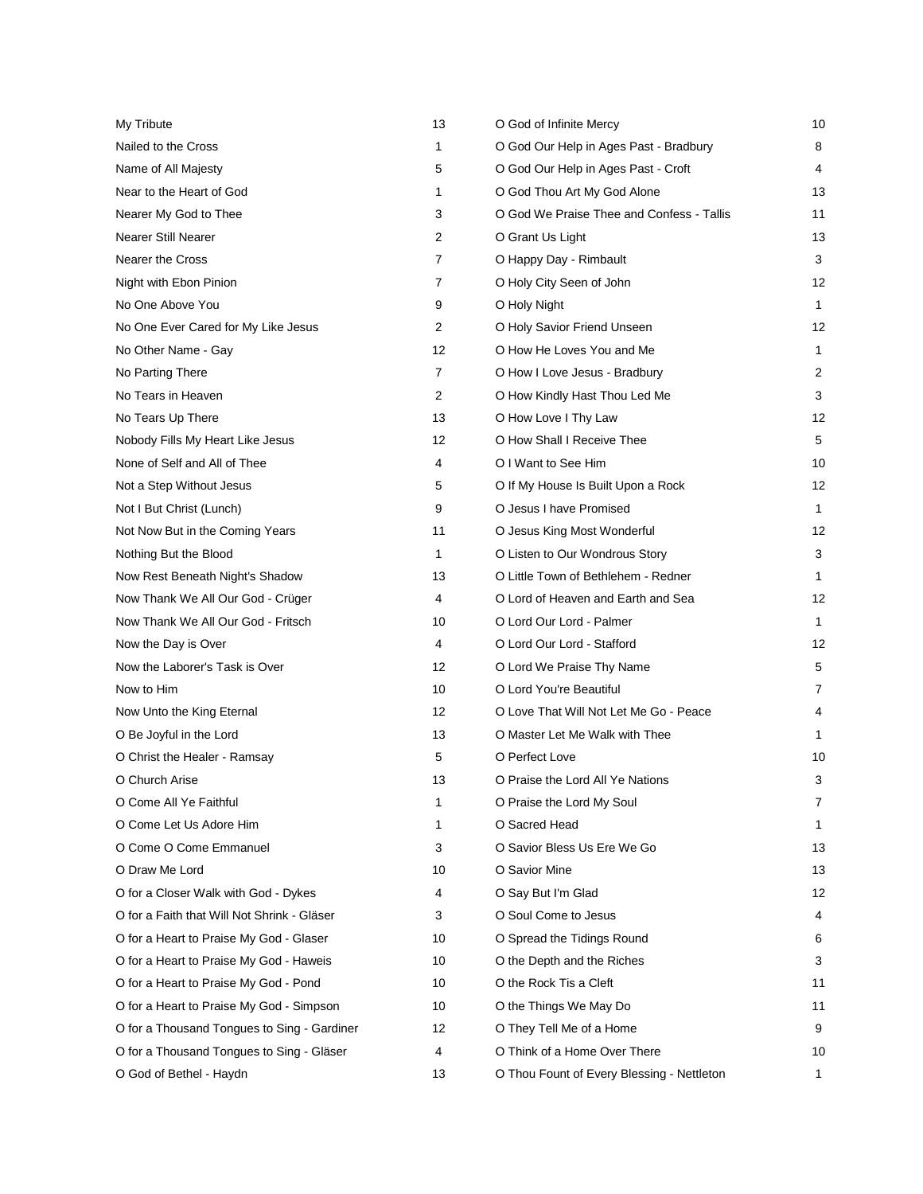| | |
|---|---|
| My Tribute | 13 |
| Nailed to the Cross | 1 |
| Name of All Majesty | 5 |
| Near to the Heart of God | 1 |
| Nearer My God to Thee | 3 |
| Nearer Still Nearer | 2 |
| Nearer the Cross | 7 |
| Night with Ebon Pinion | 7 |
| No One Above You | 9 |
| No One Ever Cared for My Like Jesus | 2 |
| No Other Name - Gay | 12 |
| No Parting There | 7 |
| No Tears in Heaven | 2 |
| No Tears Up There | 13 |
| Nobody Fills My Heart Like Jesus | 12 |
| None of Self and All of Thee | 4 |
| Not a Step Without Jesus | 5 |
| Not I But Christ (Lunch) | 9 |
| Not Now But in the Coming Years | 11 |
| Nothing But the Blood | 1 |
| Now Rest Beneath Night's Shadow | 13 |
| Now Thank We All Our God - Crüger | 4 |
| Now Thank We All Our God - Fritsch | 10 |
| Now the Day is Over | 4 |
| Now the Laborer's Task is Over | 12 |
| Now to Him | 10 |
| Now Unto the King Eternal | 12 |
| O Be Joyful in the Lord | 13 |
| O Christ the Healer - Ramsay | 5 |
| O Church Arise | 13 |
| O Come All Ye Faithful | 1 |
| O Come Let Us Adore Him | 1 |
| O Come O Come Emmanuel | 3 |
| O Draw Me Lord | 10 |
| O for a Closer Walk with God - Dykes | 4 |
| O for a Faith that Will Not Shrink - Gläser | 3 |
| O for a Heart to Praise My God - Glaser | 10 |
| O for a Heart to Praise My God - Haweis | 10 |
| O for a Heart to Praise My God - Pond | 10 |
| O for a Heart to Praise My God - Simpson | 10 |
| O for a Thousand Tongues to Sing - Gardiner | 12 |
| O for a Thousand Tongues to Sing - Gläser | 4 |
| O God of Bethel - Haydn | 13 |
| O God of Infinite Mercy | 10 |
| O God Our Help in Ages Past - Bradbury | 8 |
| O God Our Help in Ages Past - Croft | 4 |
| O God Thou Art My God Alone | 13 |
| O God We Praise Thee and Confess - Tallis | 11 |
| O Grant Us Light | 13 |
| O Happy Day - Rimbault | 3 |
| O Holy City Seen of John | 12 |
| O Holy Night | 1 |
| O Holy Savior Friend Unseen | 12 |
| O How He Loves You and Me | 1 |
| O How I Love Jesus - Bradbury | 2 |
| O How Kindly Hast Thou Led Me | 3 |
| O How Love I Thy Law | 12 |
| O How Shall I Receive Thee | 5 |
| O I Want to See Him | 10 |
| O If My House Is Built Upon a Rock | 12 |
| O Jesus I have Promised | 1 |
| O Jesus King Most Wonderful | 12 |
| O Listen to Our Wondrous Story | 3 |
| O Little Town of Bethlehem - Redner | 1 |
| O Lord of Heaven and Earth and Sea | 12 |
| O Lord Our Lord - Palmer | 1 |
| O Lord Our Lord - Stafford | 12 |
| O Lord We Praise Thy Name | 5 |
| O Lord You're Beautiful | 7 |
| O Love That Will Not Let Me Go - Peace | 4 |
| O Master Let Me Walk with Thee | 1 |
| O Perfect Love | 10 |
| O Praise the Lord All Ye Nations | 3 |
| O Praise the Lord My Soul | 7 |
| O Sacred Head | 1 |
| O Savior Bless Us Ere We Go | 13 |
| O Savior Mine | 13 |
| O Say But I'm Glad | 12 |
| O Soul Come to Jesus | 4 |
| O Spread the Tidings Round | 6 |
| O the Depth and the Riches | 3 |
| O the Rock Tis a Cleft | 11 |
| O the Things We May Do | 11 |
| O They Tell Me of a Home | 9 |
| O Think of a Home Over There | 10 |
| O Thou Fount of Every Blessing - Nettleton | 1 |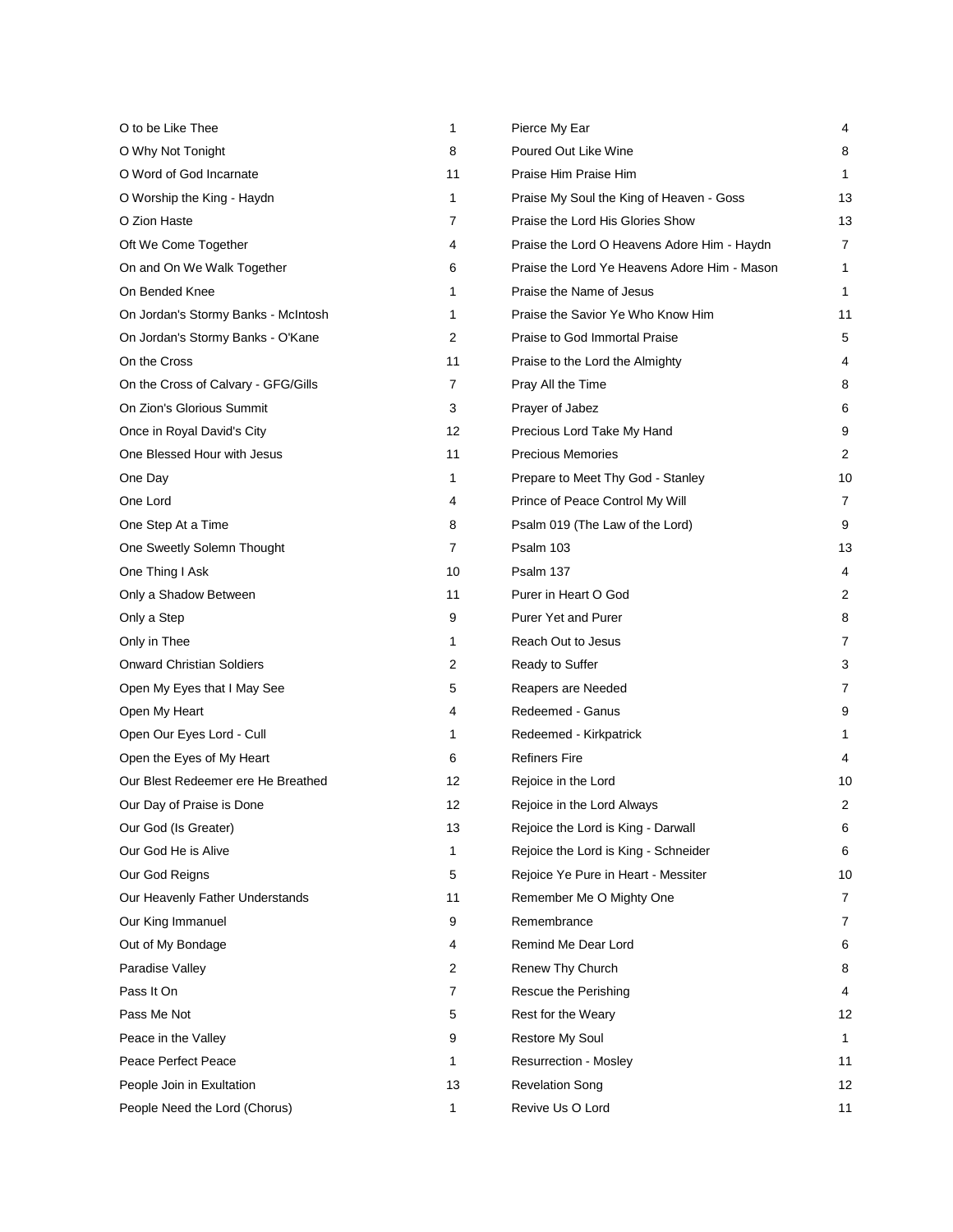| | |
|---|---|
| O to be Like Thee | 1 |
| O Why Not Tonight | 8 |
| O Word of God Incarnate | 11 |
| O Worship the King - Haydn | 1 |
| O Zion Haste | 7 |
| Oft We Come Together | 4 |
| On and On We Walk Together | 6 |
| On Bended Knee | 1 |
| On Jordan's Stormy Banks - McIntosh | 1 |
| On Jordan's Stormy Banks - O'Kane | 2 |
| On the Cross | 11 |
| On the Cross of Calvary - GFG/Gills | 7 |
| On Zion's Glorious Summit | 3 |
| Once in Royal David's City | 12 |
| One Blessed Hour with Jesus | 11 |
| One Day | 1 |
| One Lord | 4 |
| One Step At a Time | 8 |
| One Sweetly Solemn Thought | 7 |
| One Thing I Ask | 10 |
| Only a Shadow Between | 11 |
| Only a Step | 9 |
| Only in Thee | 1 |
| Onward Christian Soldiers | 2 |
| Open My Eyes that I May See | 5 |
| Open My Heart | 4 |
| Open Our Eyes Lord - Cull | 1 |
| Open the Eyes of My Heart | 6 |
| Our Blest Redeemer ere He Breathed | 12 |
| Our Day of Praise is Done | 12 |
| Our God (Is Greater) | 13 |
| Our God He is Alive | 1 |
| Our God Reigns | 5 |
| Our Heavenly Father Understands | 11 |
| Our King Immanuel | 9 |
| Out of My Bondage | 4 |
| Paradise Valley | 2 |
| Pass It On | 7 |
| Pass Me Not | 5 |
| Peace in the Valley | 9 |
| Peace Perfect Peace | 1 |
| People Join in Exultation | 13 |
| People Need the Lord (Chorus) | 1 |
| Pierce My Ear | 4 |
| Poured Out Like Wine | 8 |
| Praise Him Praise Him | 1 |
| Praise My Soul the King of Heaven - Goss | 13 |
| Praise the Lord His Glories Show | 13 |
| Praise the Lord O Heavens Adore Him - Haydn | 7 |
| Praise the Lord Ye Heavens Adore Him - Mason | 1 |
| Praise the Name of Jesus | 1 |
| Praise the Savior Ye Who Know Him | 11 |
| Praise to God Immortal Praise | 5 |
| Praise to the Lord the Almighty | 4 |
| Pray All the Time | 8 |
| Prayer of Jabez | 6 |
| Precious Lord Take My Hand | 9 |
| Precious Memories | 2 |
| Prepare to Meet Thy God - Stanley | 10 |
| Prince of Peace Control My Will | 7 |
| Psalm 019 (The Law of the Lord) | 9 |
| Psalm 103 | 13 |
| Psalm 137 | 4 |
| Purer in Heart O God | 2 |
| Purer Yet and Purer | 8 |
| Reach Out to Jesus | 7 |
| Ready to Suffer | 3 |
| Reapers are Needed | 7 |
| Redeemed - Ganus | 9 |
| Redeemed - Kirkpatrick | 1 |
| Refiners Fire | 4 |
| Rejoice in the Lord | 10 |
| Rejoice in the Lord Always | 2 |
| Rejoice the Lord is King - Darwall | 6 |
| Rejoice the Lord is King - Schneider | 6 |
| Rejoice Ye Pure in Heart - Messiter | 10 |
| Remember Me O Mighty One | 7 |
| Remembrance | 7 |
| Remind Me Dear Lord | 6 |
| Renew Thy Church | 8 |
| Rescue the Perishing | 4 |
| Rest for the Weary | 12 |
| Restore My Soul | 1 |
| Resurrection - Mosley | 11 |
| Revelation Song | 12 |
| Revive Us O Lord | 11 |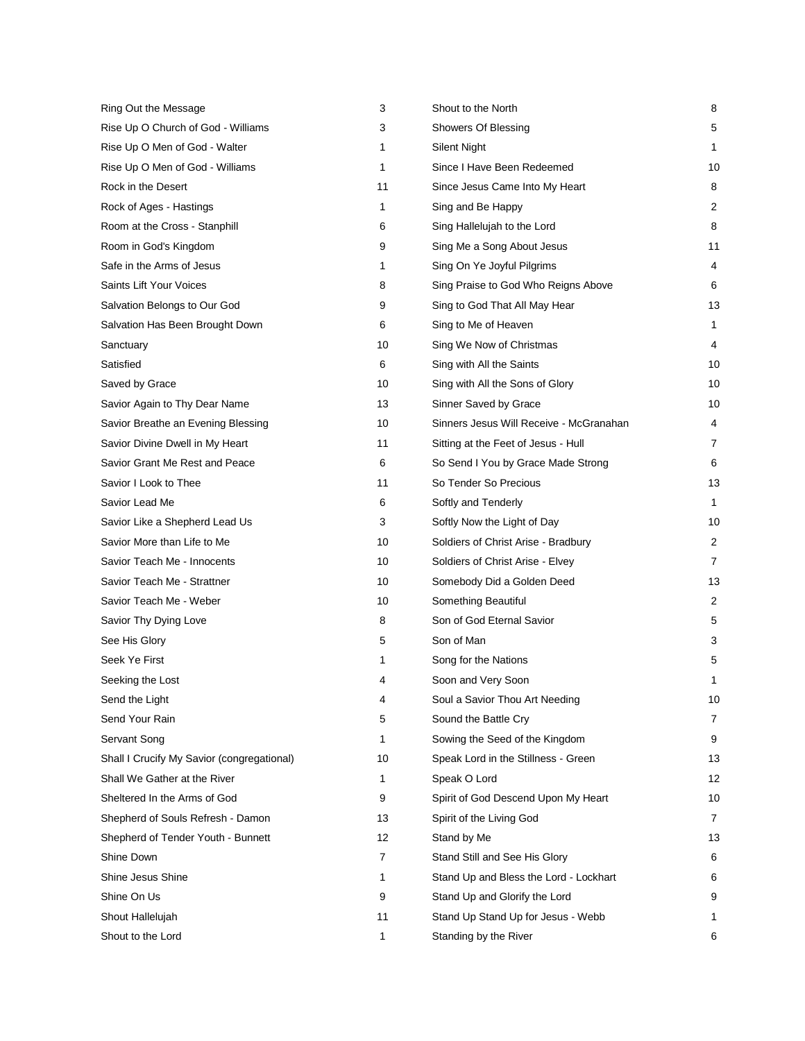| | |
|---|---|
| Ring Out the Message | 3 |
| Rise Up O Church of God - Williams | 3 |
| Rise Up O Men of God - Walter | 1 |
| Rise Up O Men of God - Williams | 1 |
| Rock in the Desert | 11 |
| Rock of Ages - Hastings | 1 |
| Room at the Cross - Stanphill | 6 |
| Room in God's Kingdom | 9 |
| Safe in the Arms of Jesus | 1 |
| Saints Lift Your Voices | 8 |
| Salvation Belongs to Our God | 9 |
| Salvation Has Been Brought Down | 6 |
| Sanctuary | 10 |
| Satisfied | 6 |
| Saved by Grace | 10 |
| Savior Again to Thy Dear Name | 13 |
| Savior Breathe an Evening Blessing | 10 |
| Savior Divine Dwell in My Heart | 11 |
| Savior Grant Me Rest and Peace | 6 |
| Savior I Look to Thee | 11 |
| Savior Lead Me | 6 |
| Savior Like a Shepherd Lead Us | 3 |
| Savior More than Life to Me | 10 |
| Savior Teach Me - Innocents | 10 |
| Savior Teach Me - Strattner | 10 |
| Savior Teach Me - Weber | 10 |
| Savior Thy Dying Love | 8 |
| See His Glory | 5 |
| Seek Ye First | 1 |
| Seeking the Lost | 4 |
| Send the Light | 4 |
| Send Your Rain | 5 |
| Servant Song | 1 |
| Shall I Crucify My Savior (congregational) | 10 |
| Shall We Gather at the River | 1 |
| Sheltered In the Arms of God | 9 |
| Shepherd of Souls Refresh - Damon | 13 |
| Shepherd of Tender Youth - Bunnett | 12 |
| Shine Down | 7 |
| Shine Jesus Shine | 1 |
| Shine On Us | 9 |
| Shout Hallelujah | 11 |
| Shout to the Lord | 1 |
| Shout to the North | 8 |
| Showers Of Blessing | 5 |
| Silent Night | 1 |
| Since I Have Been Redeemed | 10 |
| Since Jesus Came Into My Heart | 8 |
| Sing and Be Happy | 2 |
| Sing Hallelujah to the Lord | 8 |
| Sing Me a Song About Jesus | 11 |
| Sing On Ye Joyful Pilgrims | 4 |
| Sing Praise to God Who Reigns Above | 6 |
| Sing to God That All May Hear | 13 |
| Sing to Me of Heaven | 1 |
| Sing We Now of Christmas | 4 |
| Sing with All the Saints | 10 |
| Sing with All the Sons of Glory | 10 |
| Sinner Saved by Grace | 10 |
| Sinners Jesus Will Receive - McGranahan | 4 |
| Sitting at the Feet of Jesus - Hull | 7 |
| So Send I You by Grace Made Strong | 6 |
| So Tender So Precious | 13 |
| Softly and Tenderly | 1 |
| Softly Now the Light of Day | 10 |
| Soldiers of Christ Arise - Bradbury | 2 |
| Soldiers of Christ Arise - Elvey | 7 |
| Somebody Did a Golden Deed | 13 |
| Something Beautiful | 2 |
| Son of God Eternal Savior | 5 |
| Son of Man | 3 |
| Song for the Nations | 5 |
| Soon and Very Soon | 1 |
| Soul a Savior Thou Art Needing | 10 |
| Sound the Battle Cry | 7 |
| Sowing the Seed of the Kingdom | 9 |
| Speak Lord in the Stillness - Green | 13 |
| Speak O Lord | 12 |
| Spirit of God Descend Upon My Heart | 10 |
| Spirit of the Living God | 7 |
| Stand by Me | 13 |
| Stand Still and See His Glory | 6 |
| Stand Up and Bless the Lord - Lockhart | 6 |
| Stand Up and Glorify the Lord | 9 |
| Stand Up Stand Up for Jesus - Webb | 1 |
| Standing by the River | 6 |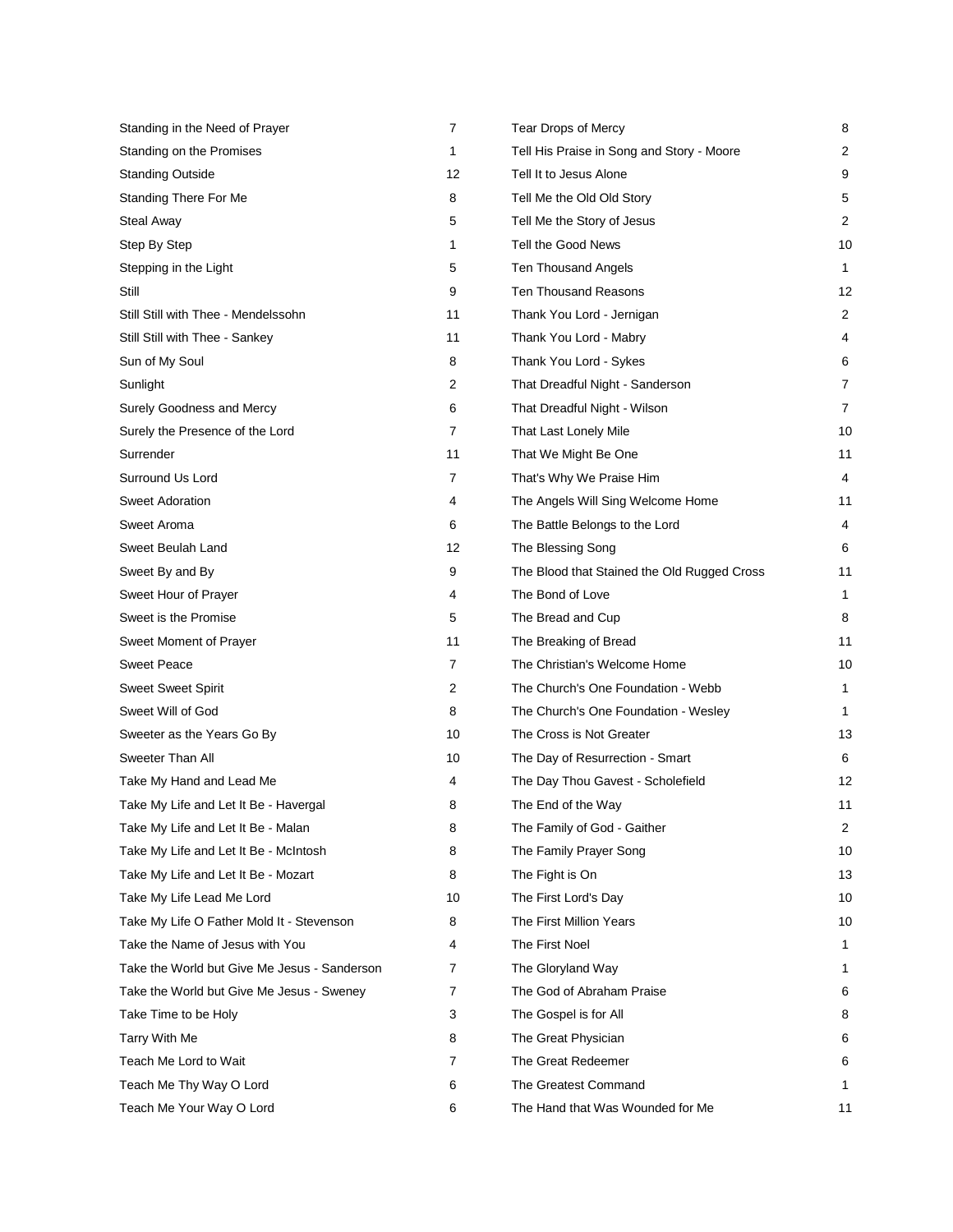| | |
|---|---|
| Standing in the Need of Prayer | 7 |
| Standing on the Promises | 1 |
| Standing Outside | 12 |
| Standing There For Me | 8 |
| Steal Away | 5 |
| Step By Step | 1 |
| Stepping in the Light | 5 |
| Still | 9 |
| Still Still with Thee - Mendelssohn | 11 |
| Still Still with Thee - Sankey | 11 |
| Sun of My Soul | 8 |
| Sunlight | 2 |
| Surely Goodness and Mercy | 6 |
| Surely the Presence of the Lord | 7 |
| Surrender | 11 |
| Surround Us Lord | 7 |
| Sweet Adoration | 4 |
| Sweet Aroma | 6 |
| Sweet Beulah Land | 12 |
| Sweet By and By | 9 |
| Sweet Hour of Prayer | 4 |
| Sweet is the Promise | 5 |
| Sweet Moment of Prayer | 11 |
| Sweet Peace | 7 |
| Sweet Sweet Spirit | 2 |
| Sweet Will of God | 8 |
| Sweeter as the Years Go By | 10 |
| Sweeter Than All | 10 |
| Take My Hand and Lead Me | 4 |
| Take My Life and Let It Be - Havergal | 8 |
| Take My Life and Let It Be - Malan | 8 |
| Take My Life and Let It Be - McIntosh | 8 |
| Take My Life and Let It Be - Mozart | 8 |
| Take My Life Lead Me Lord | 10 |
| Take My Life O Father Mold It - Stevenson | 8 |
| Take the Name of Jesus with You | 4 |
| Take the World but Give Me Jesus - Sanderson | 7 |
| Take the World but Give Me Jesus - Sweney | 7 |
| Take Time to be Holy | 3 |
| Tarry With Me | 8 |
| Teach Me Lord to Wait | 7 |
| Teach Me Thy Way O Lord | 6 |
| Teach Me Your Way O Lord | 6 |
| Tear Drops of Mercy | 8 |
| Tell His Praise in Song and Story - Moore | 2 |
| Tell It to Jesus Alone | 9 |
| Tell Me the Old Old Story | 5 |
| Tell Me the Story of Jesus | 2 |
| Tell the Good News | 10 |
| Ten Thousand Angels | 1 |
| Ten Thousand Reasons | 12 |
| Thank You Lord - Jernigan | 2 |
| Thank You Lord - Mabry | 4 |
| Thank You Lord - Sykes | 6 |
| That Dreadful Night - Sanderson | 7 |
| That Dreadful Night - Wilson | 7 |
| That Last Lonely Mile | 10 |
| That We Might Be One | 11 |
| That's Why We Praise Him | 4 |
| The Angels Will Sing Welcome Home | 11 |
| The Battle Belongs to the Lord | 4 |
| The Blessing Song | 6 |
| The Blood that Stained the Old Rugged Cross | 11 |
| The Bond of Love | 1 |
| The Bread and Cup | 8 |
| The Breaking of Bread | 11 |
| The Christian's Welcome Home | 10 |
| The Church's One Foundation - Webb | 1 |
| The Church's One Foundation - Wesley | 1 |
| The Cross is Not Greater | 13 |
| The Day of Resurrection - Smart | 6 |
| The Day Thou Gavest - Scholefield | 12 |
| The End of the Way | 11 |
| The Family of God - Gaither | 2 |
| The Family Prayer Song | 10 |
| The Fight is On | 13 |
| The First Lord's Day | 10 |
| The First Million Years | 10 |
| The First Noel | 1 |
| The Gloryland Way | 1 |
| The God of Abraham Praise | 6 |
| The Gospel is for All | 8 |
| The Great Physician | 6 |
| The Great Redeemer | 6 |
| The Greatest Command | 1 |
| The Hand that Was Wounded for Me | 11 |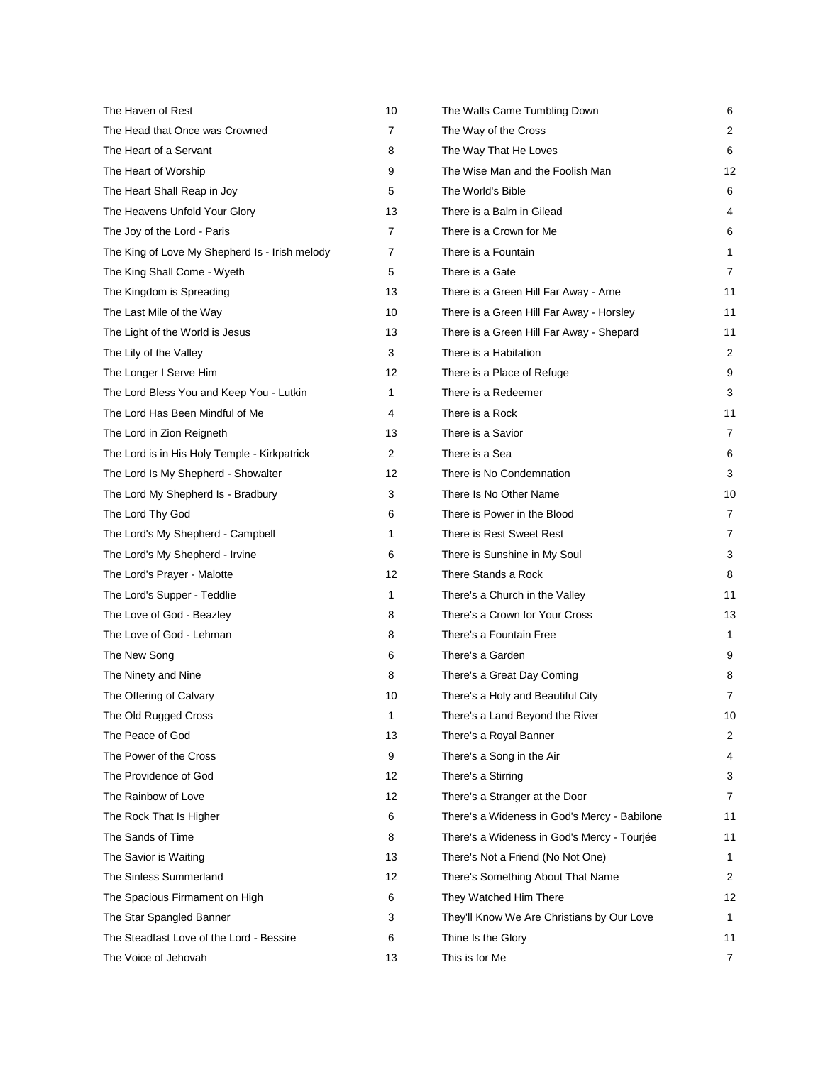| | |
|---|---|
| The Haven of Rest | 10 |
| The Head that Once was Crowned | 7 |
| The Heart of a Servant | 8 |
| The Heart of Worship | 9 |
| The Heart Shall Reap in Joy | 5 |
| The Heavens Unfold Your Glory | 13 |
| The Joy of the Lord - Paris | 7 |
| The King of Love My Shepherd Is - Irish melody | 7 |
| The King Shall Come - Wyeth | 5 |
| The Kingdom is Spreading | 13 |
| The Last Mile of the Way | 10 |
| The Light of the World is Jesus | 13 |
| The Lily of the Valley | 3 |
| The Longer I Serve Him | 12 |
| The Lord Bless You and Keep You - Lutkin | 1 |
| The Lord Has Been Mindful of Me | 4 |
| The Lord in Zion Reigneth | 13 |
| The Lord is in His Holy Temple - Kirkpatrick | 2 |
| The Lord Is My Shepherd - Showalter | 12 |
| The Lord My Shepherd Is - Bradbury | 3 |
| The Lord Thy God | 6 |
| The Lord's My Shepherd - Campbell | 1 |
| The Lord's My Shepherd - Irvine | 6 |
| The Lord's Prayer - Malotte | 12 |
| The Lord's Supper - Teddlie | 1 |
| The Love of God - Beazley | 8 |
| The Love of God - Lehman | 8 |
| The New Song | 6 |
| The Ninety and Nine | 8 |
| The Offering of Calvary | 10 |
| The Old Rugged Cross | 1 |
| The Peace of God | 13 |
| The Power of the Cross | 9 |
| The Providence of God | 12 |
| The Rainbow of Love | 12 |
| The Rock That Is Higher | 6 |
| The Sands of Time | 8 |
| The Savior is Waiting | 13 |
| The Sinless Summerland | 12 |
| The Spacious Firmament on High | 6 |
| The Star Spangled Banner | 3 |
| The Steadfast Love of the Lord - Bessire | 6 |
| The Voice of Jehovah | 13 |
| The Walls Came Tumbling Down | 6 |
| The Way of the Cross | 2 |
| The Way That He Loves | 6 |
| The Wise Man and the Foolish Man | 12 |
| The World's Bible | 6 |
| There is a Balm in Gilead | 4 |
| There is a Crown for Me | 6 |
| There is a Fountain | 1 |
| There is a Gate | 7 |
| There is a Green Hill Far Away - Arne | 11 |
| There is a Green Hill Far Away - Horsley | 11 |
| There is a Green Hill Far Away - Shepard | 11 |
| There is a Habitation | 2 |
| There is a Place of Refuge | 9 |
| There is a Redeemer | 3 |
| There is a Rock | 11 |
| There is a Savior | 7 |
| There is a Sea | 6 |
| There is No Condemnation | 3 |
| There Is No Other Name | 10 |
| There is Power in the Blood | 7 |
| There is Rest Sweet Rest | 7 |
| There is Sunshine in My Soul | 3 |
| There Stands a Rock | 8 |
| There's a Church in the Valley | 11 |
| There's a Crown for Your Cross | 13 |
| There's a Fountain Free | 1 |
| There's a Garden | 9 |
| There's a Great Day Coming | 8 |
| There's a Holy and Beautiful City | 7 |
| There's a Land Beyond the River | 10 |
| There's a Royal Banner | 2 |
| There's a Song in the Air | 4 |
| There's a Stirring | 3 |
| There's a Stranger at the Door | 7 |
| There's a Wideness in God's Mercy - Babilone | 11 |
| There's a Wideness in God's Mercy - Tourjée | 11 |
| There's Not a Friend (No Not One) | 1 |
| There's Something About That Name | 2 |
| They Watched Him There | 12 |
| They'll Know We Are Christians by Our Love | 1 |
| Thine Is the Glory | 11 |
| This is for Me | 7 |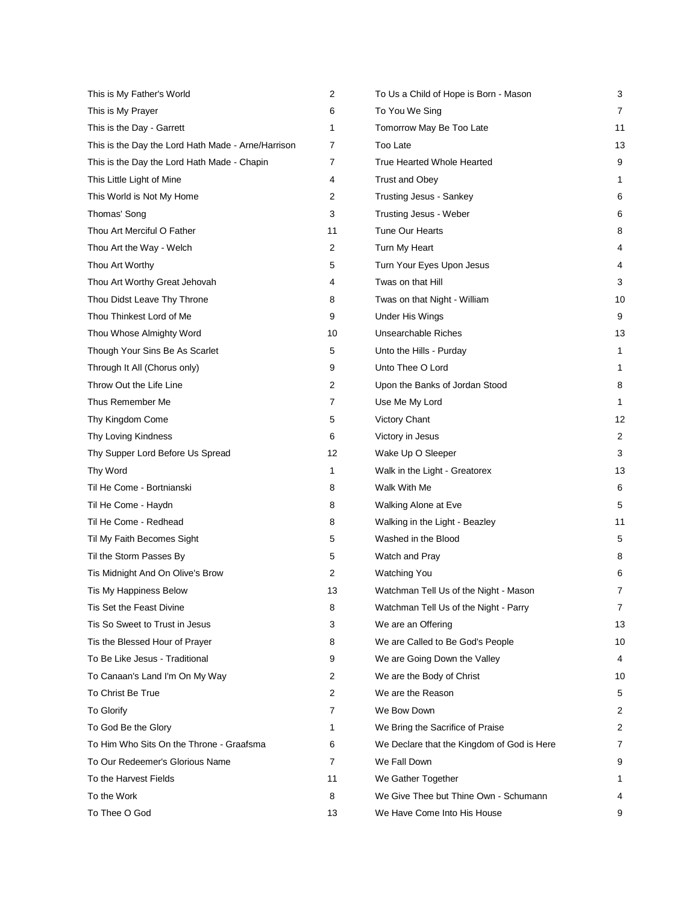| | |
|---|---|
| This is My Father's World | 2 |
| This is My Prayer | 6 |
| This is the Day - Garrett | 1 |
| This is the Day the Lord Hath Made - Arne/Harrison | 7 |
| This is the Day the Lord Hath Made - Chapin | 7 |
| This Little Light of Mine | 4 |
| This World is Not My Home | 2 |
| Thomas' Song | 3 |
| Thou Art Merciful O Father | 11 |
| Thou Art the Way - Welch | 2 |
| Thou Art Worthy | 5 |
| Thou Art Worthy Great Jehovah | 4 |
| Thou Didst Leave Thy Throne | 8 |
| Thou Thinkest Lord of Me | 9 |
| Thou Whose Almighty Word | 10 |
| Though Your Sins Be As Scarlet | 5 |
| Through It All (Chorus only) | 9 |
| Throw Out the Life Line | 2 |
| Thus Remember Me | 7 |
| Thy Kingdom Come | 5 |
| Thy Loving Kindness | 6 |
| Thy Supper Lord Before Us Spread | 12 |
| Thy Word | 1 |
| Til He Come - Bortnianski | 8 |
| Til He Come - Haydn | 8 |
| Til He Come - Redhead | 8 |
| Til My Faith Becomes Sight | 5 |
| Til the Storm Passes By | 5 |
| Tis Midnight And On Olive's Brow | 2 |
| Tis My Happiness Below | 13 |
| Tis Set the Feast Divine | 8 |
| Tis So Sweet to Trust in Jesus | 3 |
| Tis the Blessed Hour of Prayer | 8 |
| To Be Like Jesus - Traditional | 9 |
| To Canaan's Land I'm On My Way | 2 |
| To Christ Be True | 2 |
| To Glorify | 7 |
| To God Be the Glory | 1 |
| To Him Who Sits On the Throne - Graafsma | 6 |
| To Our Redeemer's Glorious Name | 7 |
| To the Harvest Fields | 11 |
| To the Work | 8 |
| To Thee O God | 13 |
| To Us a Child of Hope is Born - Mason | 3 |
| To You We Sing | 7 |
| Tomorrow May Be Too Late | 11 |
| Too Late | 13 |
| True Hearted Whole Hearted | 9 |
| Trust and Obey | 1 |
| Trusting Jesus - Sankey | 6 |
| Trusting Jesus - Weber | 6 |
| Tune Our Hearts | 8 |
| Turn My Heart | 4 |
| Turn Your Eyes Upon Jesus | 4 |
| Twas on that Hill | 3 |
| Twas on that Night - William | 10 |
| Under His Wings | 9 |
| Unsearchable Riches | 13 |
| Unto the Hills - Purday | 1 |
| Unto Thee O Lord | 1 |
| Upon the Banks of Jordan Stood | 8 |
| Use Me My Lord | 1 |
| Victory Chant | 12 |
| Victory in Jesus | 2 |
| Wake Up O Sleeper | 3 |
| Walk in the Light - Greatorex | 13 |
| Walk With Me | 6 |
| Walking Alone at Eve | 5 |
| Walking in the Light - Beazley | 11 |
| Washed in the Blood | 5 |
| Watch and Pray | 8 |
| Watching You | 6 |
| Watchman Tell Us of the Night - Mason | 7 |
| Watchman Tell Us of the Night - Parry | 7 |
| We are an Offering | 13 |
| We are Called to Be God's People | 10 |
| We are Going Down the Valley | 4 |
| We are the Body of Christ | 10 |
| We are the Reason | 5 |
| We Bow Down | 2 |
| We Bring the Sacrifice of Praise | 2 |
| We Declare that the Kingdom of God is Here | 7 |
| We Fall Down | 9 |
| We Gather Together | 1 |
| We Give Thee but Thine Own - Schumann | 4 |
| We Have Come Into His House | 9 |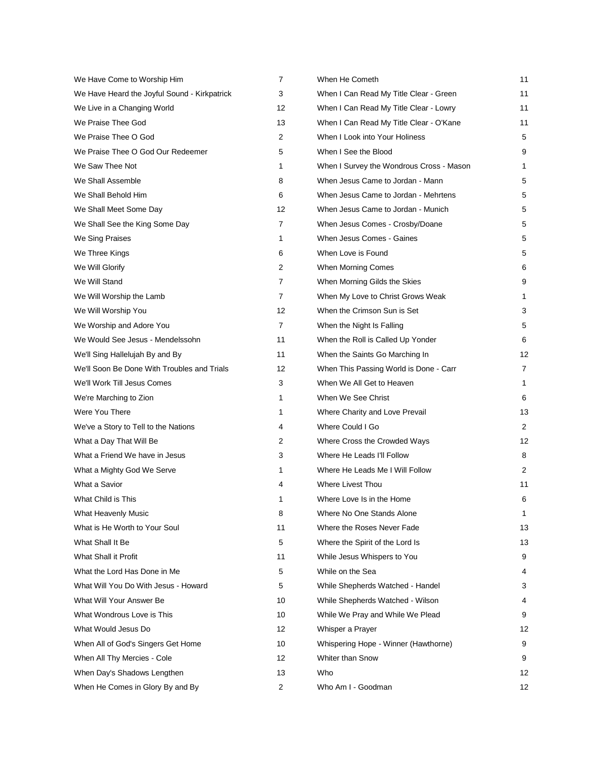| | |
|---|---|
| We Have Come to Worship Him | 7 |
| We Have Heard the Joyful Sound - Kirkpatrick | 3 |
| We Live in a Changing World | 12 |
| We Praise Thee God | 13 |
| We Praise Thee O God | 2 |
| We Praise Thee O God Our Redeemer | 5 |
| We Saw Thee Not | 1 |
| We Shall Assemble | 8 |
| We Shall Behold Him | 6 |
| We Shall Meet Some Day | 12 |
| We Shall See the King Some Day | 7 |
| We Sing Praises | 1 |
| We Three Kings | 6 |
| We Will Glorify | 2 |
| We Will Stand | 7 |
| We Will Worship the Lamb | 7 |
| We Will Worship You | 12 |
| We Worship and Adore You | 7 |
| We Would See Jesus - Mendelssohn | 11 |
| We'll Sing Hallelujah By and By | 11 |
| We'll Soon Be Done With Troubles and Trials | 12 |
| We'll Work Till Jesus Comes | 3 |
| We're Marching to Zion | 1 |
| Were You There | 1 |
| We've a Story to Tell to the Nations | 4 |
| What a Day That Will Be | 2 |
| What a Friend We have in Jesus | 3 |
| What a Mighty God We Serve | 1 |
| What a Savior | 4 |
| What Child is This | 1 |
| What Heavenly Music | 8 |
| What is He Worth to Your Soul | 11 |
| What Shall It Be | 5 |
| What Shall it Profit | 11 |
| What the Lord Has Done in Me | 5 |
| What Will You Do With Jesus - Howard | 5 |
| What Will Your Answer Be | 10 |
| What Wondrous Love is This | 10 |
| What Would Jesus Do | 12 |
| When All of God's Singers Get Home | 10 |
| When All Thy Mercies - Cole | 12 |
| When Day's Shadows Lengthen | 13 |
| When He Comes in Glory By and By | 2 |
| When He Cometh | 11 |
| When I Can Read My Title Clear - Green | 11 |
| When I Can Read My Title Clear - Lowry | 11 |
| When I Can Read My Title Clear - O'Kane | 11 |
| When I Look into Your Holiness | 5 |
| When I See the Blood | 9 |
| When I Survey the Wondrous Cross - Mason | 1 |
| When Jesus Came to Jordan - Mann | 5 |
| When Jesus Came to Jordan - Mehrtens | 5 |
| When Jesus Came to Jordan - Munich | 5 |
| When Jesus Comes - Crosby/Doane | 5 |
| When Jesus Comes - Gaines | 5 |
| When Love is Found | 5 |
| When Morning Comes | 6 |
| When Morning Gilds the Skies | 9 |
| When My Love to Christ Grows Weak | 1 |
| When the Crimson Sun is Set | 3 |
| When the Night Is Falling | 5 |
| When the Roll is Called Up Yonder | 6 |
| When the Saints Go Marching In | 12 |
| When This Passing World is Done - Carr | 7 |
| When We All Get to Heaven | 1 |
| When We See Christ | 6 |
| Where Charity and Love Prevail | 13 |
| Where Could I Go | 2 |
| Where Cross the Crowded Ways | 12 |
| Where He Leads I'll Follow | 8 |
| Where He Leads Me I Will Follow | 2 |
| Where Livest Thou | 11 |
| Where Love Is in the Home | 6 |
| Where No One Stands Alone | 1 |
| Where the Roses Never Fade | 13 |
| Where the Spirit of the Lord Is | 13 |
| While Jesus Whispers to You | 9 |
| While on the Sea | 4 |
| While Shepherds Watched - Handel | 3 |
| While Shepherds Watched - Wilson | 4 |
| While We Pray and While We Plead | 9 |
| Whisper a Prayer | 12 |
| Whispering Hope - Winner (Hawthorne) | 9 |
| Whiter than Snow | 9 |
| Who | 12 |
| Who Am I - Goodman | 12 |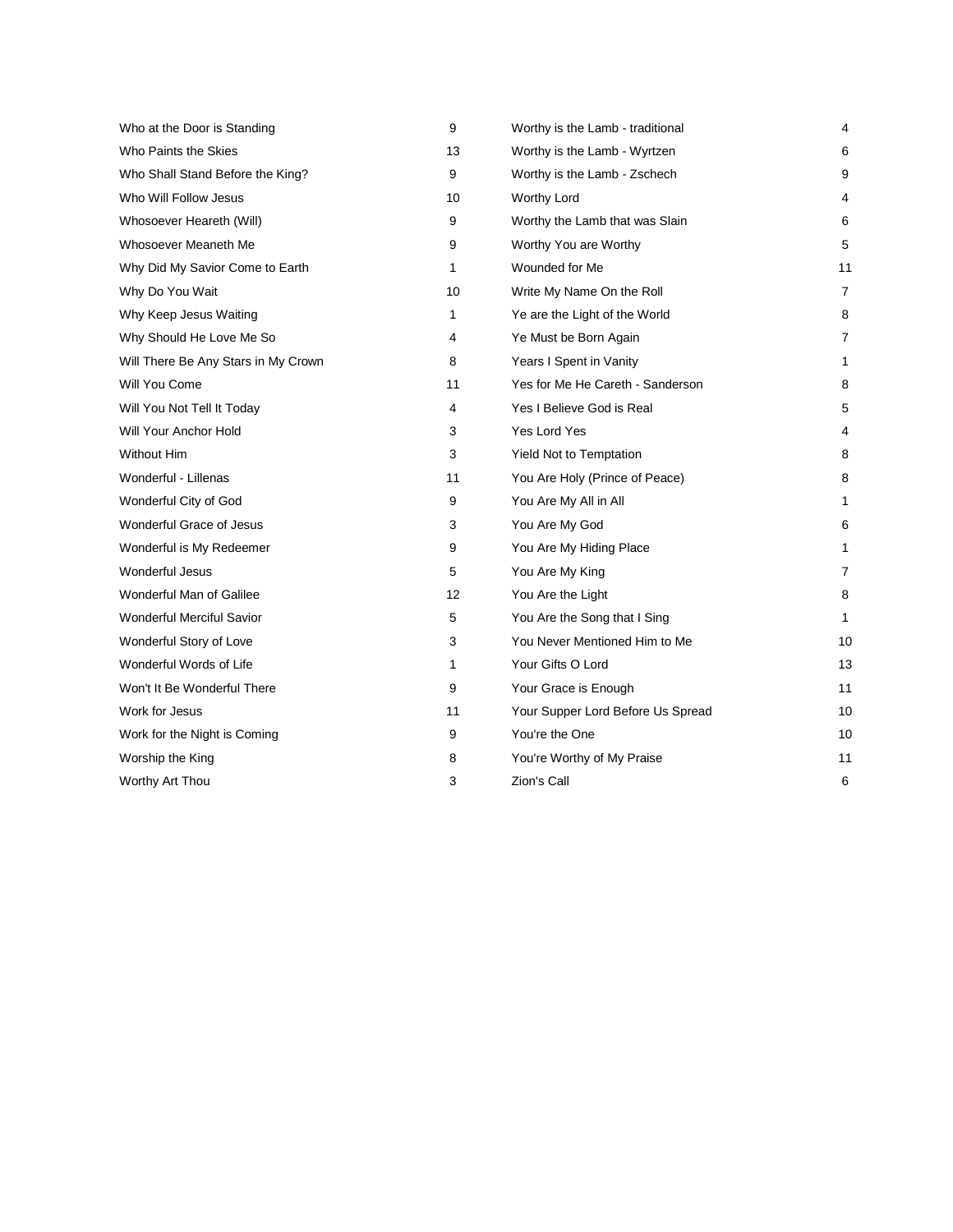| | |
|---|---|
| Who at the Door is Standing | 9 |
| Who Paints the Skies | 13 |
| Who Shall Stand Before the King? | 9 |
| Who Will Follow Jesus | 10 |
| Whosoever Heareth (Will) | 9 |
| Whosoever Meaneth Me | 9 |
| Why Did My Savior Come to Earth | 1 |
| Why Do You Wait | 10 |
| Why Keep Jesus Waiting | 1 |
| Why Should He Love Me So | 4 |
| Will There Be Any Stars in My Crown | 8 |
| Will You Come | 11 |
| Will You Not Tell It Today | 4 |
| Will Your Anchor Hold | 3 |
| Without Him | 3 |
| Wonderful - Lillenas | 11 |
| Wonderful City of God | 9 |
| Wonderful Grace of Jesus | 3 |
| Wonderful is My Redeemer | 9 |
| Wonderful Jesus | 5 |
| Wonderful Man of Galilee | 12 |
| Wonderful Merciful Savior | 5 |
| Wonderful Story of Love | 3 |
| Wonderful Words of Life | 1 |
| Won't It Be Wonderful There | 9 |
| Work for Jesus | 11 |
| Work for the Night is Coming | 9 |
| Worship the King | 8 |
| Worthy Art Thou | 3 |
| Worthy is the Lamb - traditional | 4 |
| Worthy is the Lamb - Wyrtzen | 6 |
| Worthy is the Lamb - Zschech | 9 |
| Worthy Lord | 4 |
| Worthy the Lamb that was Slain | 6 |
| Worthy You are Worthy | 5 |
| Wounded for Me | 11 |
| Write My Name On the Roll | 7 |
| Ye are the Light of the World | 8 |
| Ye Must be Born Again | 7 |
| Years I Spent in Vanity | 1 |
| Yes for Me He Careth - Sanderson | 8 |
| Yes I Believe God is Real | 5 |
| Yes Lord Yes | 4 |
| Yield Not to Temptation | 8 |
| You Are Holy (Prince of Peace) | 8 |
| You Are My All in All | 1 |
| You Are My God | 6 |
| You Are My Hiding Place | 1 |
| You Are My King | 7 |
| You Are the Light | 8 |
| You Are the Song that I Sing | 1 |
| You Never Mentioned Him to Me | 10 |
| Your Gifts O Lord | 13 |
| Your Grace is Enough | 11 |
| Your Supper Lord Before Us Spread | 10 |
| You're the One | 10 |
| You're Worthy of My Praise | 11 |
| Zion's Call | 6 |